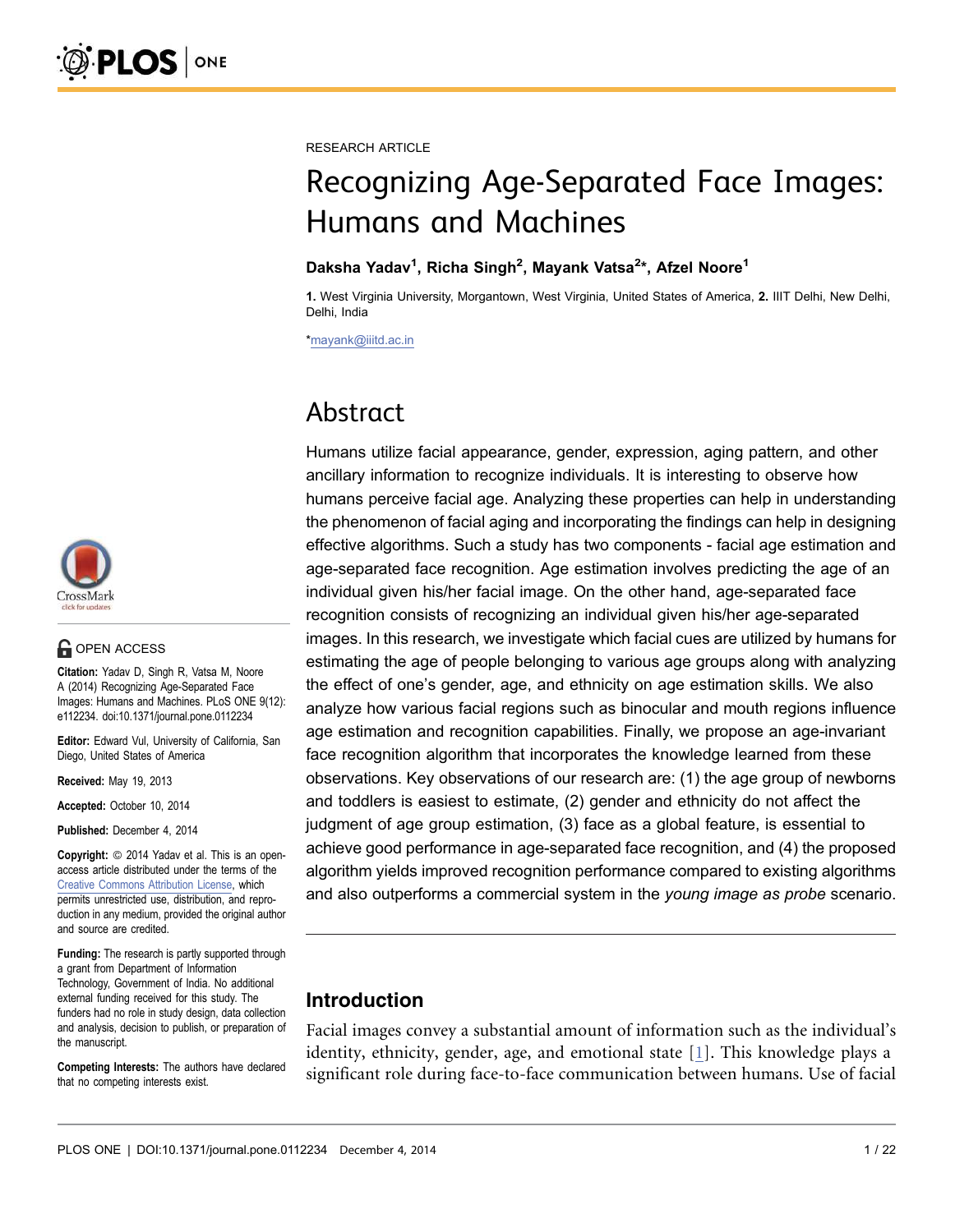RESEARCH ARTICLE

# Recognizing Age-Separated Face Images: Humans and Machines

**Daksha Yadav[1], Richa Singh[2], Mayank Vatsa[2]*, Afzel Noore[1]**

**1.** West Virginia University, Morgantown, West Virginia, United States of America, **2.** IIIT Delhi, New Delhi, Delhi, India

*mayank@iiitd.ac.in

OPEN ACCESS

**Citation:** Yadav D, Singh R, Vatsa M, Noore A (2014) Recognizing Age-Separated Face Images: Humans and Machines. PLoS ONE 9(12): e112234. doi:10.1371/journal.pone.0112234

**Editor:** Edward Vul, University of California, San Diego, United States of America

**Received:** May 19, 2013

**Accepted:** October 10, 2014

**Published:** December 4, 2014

**Copyright:** © 2014 Yadav et al. This is an open-access article distributed under the terms of the Creative Commons Attribution License, which permits unrestricted use, distribution, and reproduction in any medium, provided the original author and source are credited.

**Funding:** The research is partly supported through a grant from Department of Information Technology, Government of India. No additional external funding received for this study. The funders had no role in study design, data collection and analysis, decision to publish, or preparation of the manuscript.

**Competing Interests:** The authors have declared that no competing interests exist.

## Abstract

Humans utilize facial appearance, gender, expression, aging pattern, and other ancillary information to recognize individuals. It is interesting to observe how humans perceive facial age. Analyzing these properties can help in understanding the phenomenon of facial aging and incorporating the findings can help in designing effective algorithms. Such a study has two components - facial age estimation and age-separated face recognition. Age estimation involves predicting the age of an individual given his/her facial image. On the other hand, age-separated face recognition consists of recognizing an individual given his/her age-separated images. In this research, we investigate which facial cues are utilized by humans for estimating the age of people belonging to various age groups along with analyzing the effect of one's gender, age, and ethnicity on age estimation skills. We also analyze how various facial regions such as binocular and mouth regions influence age estimation and recognition capabilities. Finally, we propose an age-invariant face recognition algorithm that incorporates the knowledge learned from these observations. Key observations of our research are: (1) the age group of newborns and toddlers is easiest to estimate, (2) gender and ethnicity do not affect the judgment of age group estimation, (3) face as a global feature, is essential to achieve good performance in age-separated face recognition, and (4) the proposed algorithm yields improved recognition performance compared to existing algorithms and also outperforms a commercial system in the *young image as probe* scenario.

## Introduction

Facial images convey a substantial amount of information such as the individual's identity, ethnicity, gender, age, and emotional state [1]. This knowledge plays a significant role during face-to-face communication between humans. Use of facial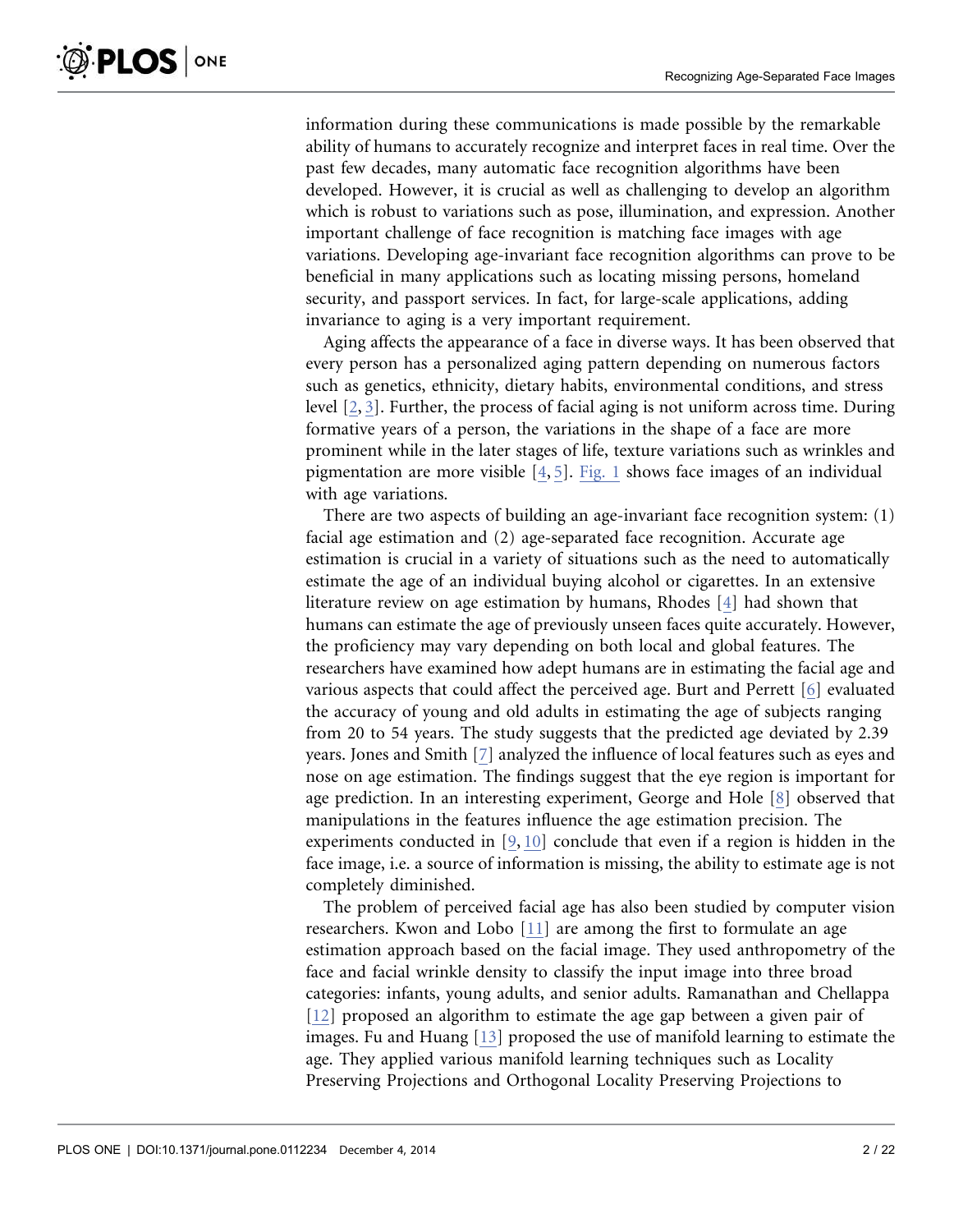information during these communications is made possible by the remarkable ability of humans to accurately recognize and interpret faces in real time. Over the past few decades, many automatic face recognition algorithms have been developed. However, it is crucial as well as challenging to develop an algorithm which is robust to variations such as pose, illumination, and expression. Another important challenge of face recognition is matching face images with age variations. Developing age-invariant face recognition algorithms can prove to be beneficial in many applications such as locating missing persons, homeland security, and passport services. In fact, for large-scale applications, adding invariance to aging is a very important requirement.

Aging affects the appearance of a face in diverse ways. It has been observed that every person has a personalized aging pattern depending on numerous factors such as genetics, ethnicity, dietary habits, environmental conditions, and stress level [2, 3]. Further, the process of facial aging is not uniform across time. During formative years of a person, the variations in the shape of a face are more prominent while in the later stages of life, texture variations such as wrinkles and pigmentation are more visible [4, 5]. Fig. 1 shows face images of an individual with age variations.

There are two aspects of building an age-invariant face recognition system: (1) facial age estimation and (2) age-separated face recognition. Accurate age estimation is crucial in a variety of situations such as the need to automatically estimate the age of an individual buying alcohol or cigarettes. In an extensive literature review on age estimation by humans, Rhodes [4] had shown that humans can estimate the age of previously unseen faces quite accurately. However, the proficiency may vary depending on both local and global features. The researchers have examined how adept humans are in estimating the facial age and various aspects that could affect the perceived age. Burt and Perrett [6] evaluated the accuracy of young and old adults in estimating the age of subjects ranging from 20 to 54 years. The study suggests that the predicted age deviated by 2.39 years. Jones and Smith [7] analyzed the influence of local features such as eyes and nose on age estimation. The findings suggest that the eye region is important for age prediction. In an interesting experiment, George and Hole [8] observed that manipulations in the features influence the age estimation precision. The experiments conducted in [9, 10] conclude that even if a region is hidden in the face image, i.e. a source of information is missing, the ability to estimate age is not completely diminished.

The problem of perceived facial age has also been studied by computer vision researchers. Kwon and Lobo [11] are among the first to formulate an age estimation approach based on the facial image. They used anthropometry of the face and facial wrinkle density to classify the input image into three broad categories: infants, young adults, and senior adults. Ramanathan and Chellappa [12] proposed an algorithm to estimate the age gap between a given pair of images. Fu and Huang [13] proposed the use of manifold learning to estimate the age. They applied various manifold learning techniques such as Locality Preserving Projections and Orthogonal Locality Preserving Projections to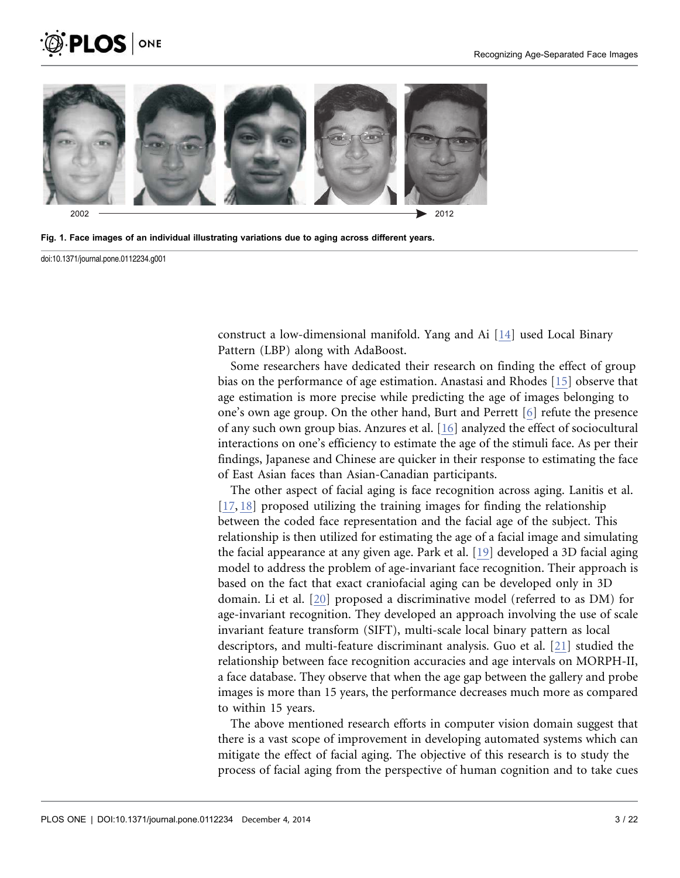2002 → 2012

**Fig. 1. Face images of an individual illustrating variations due to aging across different years.**

doi:10.1371/journal.pone.0112234.g001

construct a low-dimensional manifold. Yang and Ai [14] used Local Binary Pattern (LBP) along with AdaBoost.

Some researchers have dedicated their research on finding the effect of group bias on the performance of age estimation. Anastasi and Rhodes [15] observe that age estimation is more precise while predicting the age of images belonging to one's own age group. On the other hand, Burt and Perrett [6] refute the presence of any such own group bias. Anzures et al. [16] analyzed the effect of sociocultural interactions on one's efficiency to estimate the age of the stimuli face. As per their findings, Japanese and Chinese are quicker in their response to estimating the face of East Asian faces than Asian-Canadian participants.

The other aspect of facial aging is face recognition across aging. Lanitis et al. [17, 18] proposed utilizing the training images for finding the relationship between the coded face representation and the facial age of the subject. This relationship is then utilized for estimating the age of a facial image and simulating the facial appearance at any given age. Park et al. [19] developed a 3D facial aging model to address the problem of age-invariant face recognition. Their approach is based on the fact that exact craniofacial aging can be developed only in 3D domain. Li et al. [20] proposed a discriminative model (referred to as DM) for age-invariant recognition. They developed an approach involving the use of scale invariant feature transform (SIFT), multi-scale local binary pattern as local descriptors, and multi-feature discriminant analysis. Guo et al. [21] studied the relationship between face recognition accuracies and age intervals on MORPH-II, a face database. They observe that when the age gap between the gallery and probe images is more than 15 years, the performance decreases much more as compared to within 15 years.

The above mentioned research efforts in computer vision domain suggest that there is a vast scope of improvement in developing automated systems which can mitigate the effect of facial aging. The objective of this research is to study the process of facial aging from the perspective of human cognition and to take cues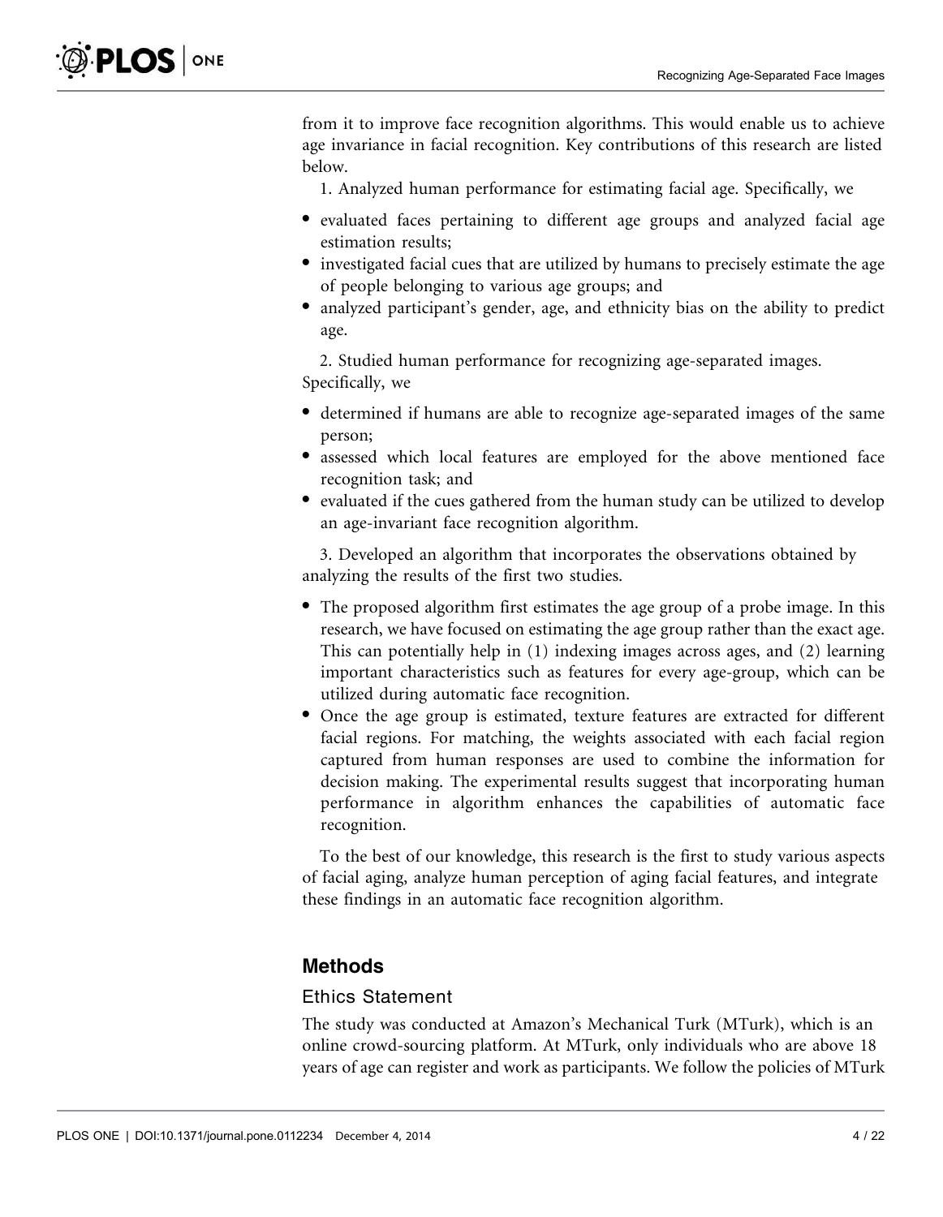from it to improve face recognition algorithms. This would enable us to achieve age invariance in facial recognition. Key contributions of this research are listed below.

1. Analyzed human performance for estimating facial age. Specifically, we

- evaluated faces pertaining to different age groups and analyzed facial age estimation results;
- investigated facial cues that are utilized by humans to precisely estimate the age of people belonging to various age groups; and
- analyzed participant's gender, age, and ethnicity bias on the ability to predict age.

2. Studied human performance for recognizing age-separated images. Specifically, we

- determined if humans are able to recognize age-separated images of the same person;
- assessed which local features are employed for the above mentioned face recognition task; and
- evaluated if the cues gathered from the human study can be utilized to develop an age-invariant face recognition algorithm.

3. Developed an algorithm that incorporates the observations obtained by analyzing the results of the first two studies.

- The proposed algorithm first estimates the age group of a probe image. In this research, we have focused on estimating the age group rather than the exact age. This can potentially help in (1) indexing images across ages, and (2) learning important characteristics such as features for every age-group, which can be utilized during automatic face recognition.
- Once the age group is estimated, texture features are extracted for different facial regions. For matching, the weights associated with each facial region captured from human responses are used to combine the information for decision making. The experimental results suggest that incorporating human performance in algorithm enhances the capabilities of automatic face recognition.

To the best of our knowledge, this research is the first to study various aspects of facial aging, analyze human perception of aging facial features, and integrate these findings in an automatic face recognition algorithm.

## Methods

### Ethics Statement

The study was conducted at Amazon's Mechanical Turk (MTurk), which is an online crowd-sourcing platform. At MTurk, only individuals who are above 18 years of age can register and work as participants. We follow the policies of MTurk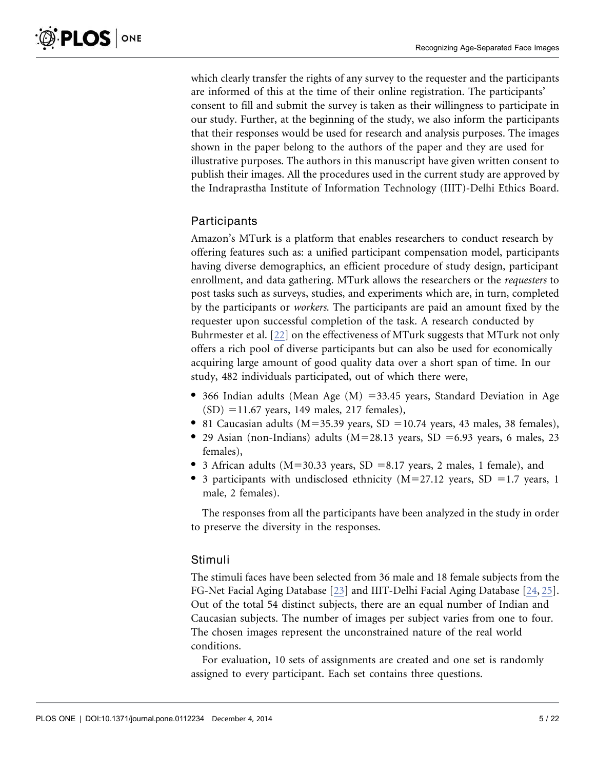which clearly transfer the rights of any survey to the requester and the participants are informed of this at the time of their online registration. The participants' consent to fill and submit the survey is taken as their willingness to participate in our study. Further, at the beginning of the study, we also inform the participants that their responses would be used for research and analysis purposes. The images shown in the paper belong to the authors of the paper and they are used for illustrative purposes. The authors in this manuscript have given written consent to publish their images. All the procedures used in the current study are approved by the Indraprastha Institute of Information Technology (IIIT)-Delhi Ethics Board.

## Participants

Amazon's MTurk is a platform that enables researchers to conduct research by offering features such as: a unified participant compensation model, participants having diverse demographics, an efficient procedure of study design, participant enrollment, and data gathering. MTurk allows the researchers or the *requesters* to post tasks such as surveys, studies, and experiments which are, in turn, completed by the participants or *workers*. The participants are paid an amount fixed by the requester upon successful completion of the task. A research conducted by Buhrmester et al. [22] on the effectiveness of MTurk suggests that MTurk not only offers a rich pool of diverse participants but can also be used for economically acquiring large amount of good quality data over a short span of time. In our study, 482 individuals participated, out of which there were,

- 366 Indian adults (Mean Age (M) =33.45 years, Standard Deviation in Age (SD) =11.67 years, 149 males, 217 females),
- 81 Caucasian adults (M=35.39 years, SD =10.74 years, 43 males, 38 females),
- 29 Asian (non-Indians) adults (M=28.13 years, SD =6.93 years, 6 males, 23 females),
- 3 African adults (M=30.33 years, SD =8.17 years, 2 males, 1 female), and
- 3 participants with undisclosed ethnicity (M=27.12 years, SD =1.7 years, 1 male, 2 females).

The responses from all the participants have been analyzed in the study in order to preserve the diversity in the responses.

## Stimuli

The stimuli faces have been selected from 36 male and 18 female subjects from the FG-Net Facial Aging Database [23] and IIIT-Delhi Facial Aging Database [24, 25]. Out of the total 54 distinct subjects, there are an equal number of Indian and Caucasian subjects. The number of images per subject varies from one to four. The chosen images represent the unconstrained nature of the real world conditions.

For evaluation, 10 sets of assignments are created and one set is randomly assigned to every participant. Each set contains three questions.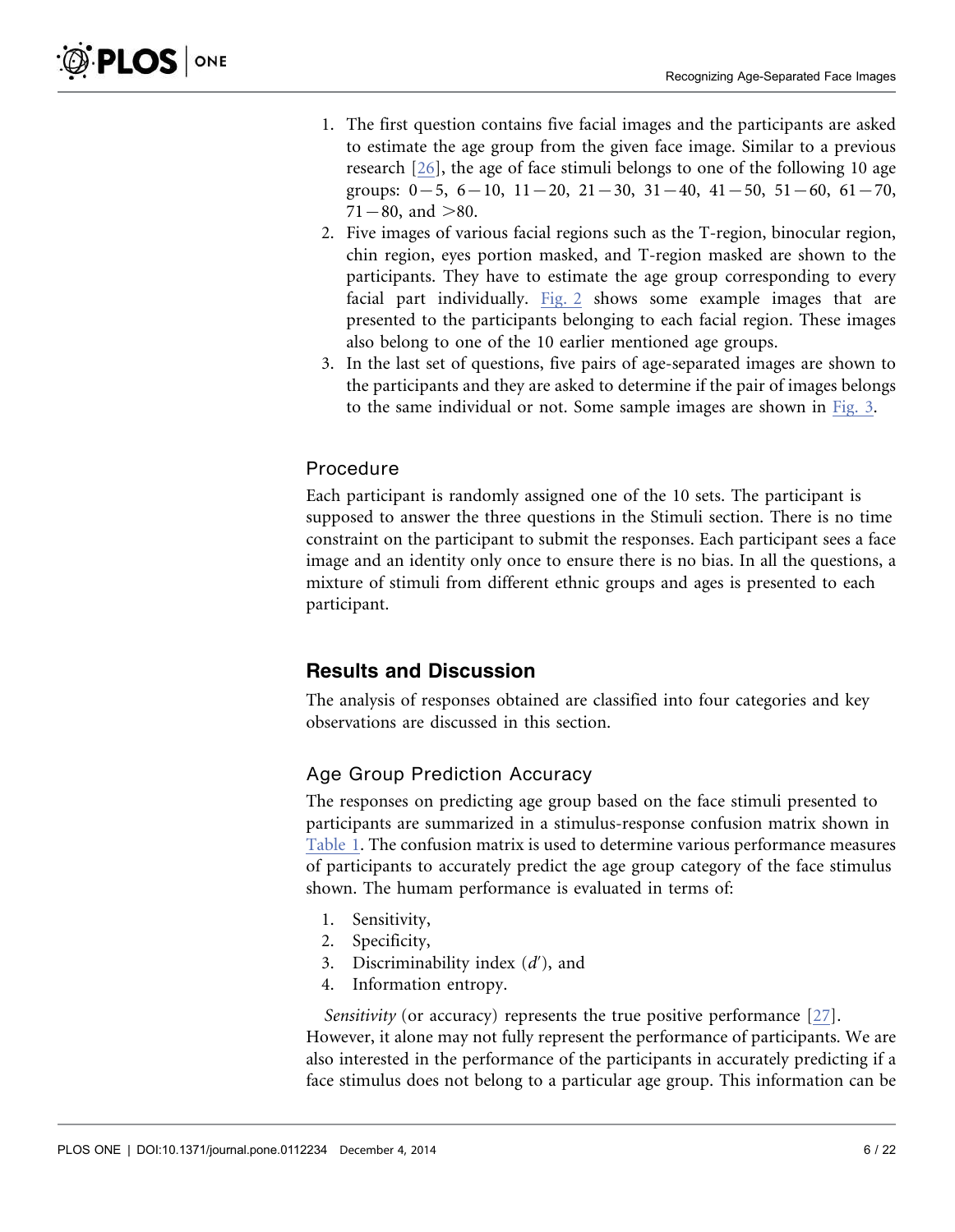1. The first question contains five facial images and the participants are asked to estimate the age group from the given face image. Similar to a previous research [26], the age of face stimuli belongs to one of the following 10 age groups: $0-5$, $6-10$, $11-20$, $21-30$, $31-40$, $41-50$, $51-60$, $61-70$, $71-80$, and $>80$.
2. Five images of various facial regions such as the T-region, binocular region, chin region, eyes portion masked, and T-region masked are shown to the participants. They have to estimate the age group corresponding to every facial part individually. Fig. 2 shows some example images that are presented to the participants belonging to each facial region. These images also belong to one of the 10 earlier mentioned age groups.
3. In the last set of questions, five pairs of age-separated images are shown to the participants and they are asked to determine if the pair of images belongs to the same individual or not. Some sample images are shown in Fig. 3.

### Procedure

Each participant is randomly assigned one of the 10 sets. The participant is supposed to answer the three questions in the Stimuli section. There is no time constraint on the participant to submit the responses. Each participant sees a face image and an identity only once to ensure there is no bias. In all the questions, a mixture of stimuli from different ethnic groups and ages is presented to each participant.

## Results and Discussion

The analysis of responses obtained are classified into four categories and key observations are discussed in this section.

### Age Group Prediction Accuracy

The responses on predicting age group based on the face stimuli presented to participants are summarized in a stimulus-response confusion matrix shown in Table 1. The confusion matrix is used to determine various performance measures of participants to accurately predict the age group category of the face stimulus shown. The humam performance is evaluated in terms of:

1. Sensitivity,
2. Specificity,
3. Discriminability index ($d'$), and
4. Information entropy.

*Sensitivity* (or accuracy) represents the true positive performance [27]. However, it alone may not fully represent the performance of participants. We are also interested in the performance of the participants in accurately predicting if a face stimulus does not belong to a particular age group. This information can be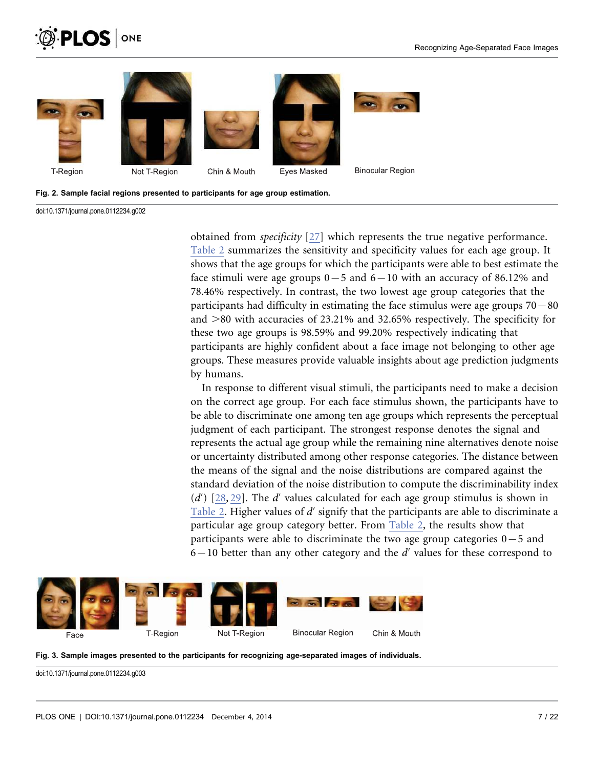T-Region Not T-Region Chin & Mouth Eyes Masked Binocular Region

**Fig. 2. Sample facial regions presented to participants for age group estimation.**

doi:10.1371/journal.pone.0112234.g002

obtained from *specificity* [27] which represents the true negative performance. Table 2 summarizes the sensitivity and specificity values for each age group. It shows that the age groups for which the participants were able to best estimate the face stimuli were age groups $0-5$ and $6-10$ with an accuracy of 86.12% and 78.46% respectively. In contrast, the two lowest age group categories that the participants had difficulty in estimating the face stimulus were age groups $70-80$ and $>80$ with accuracies of 23.21% and 32.65% respectively. The specificity for these two age groups is 98.59% and 99.20% respectively indicating that participants are highly confident about a face image not belonging to other age groups. These measures provide valuable insights about age prediction judgments by humans.

In response to different visual stimuli, the participants need to make a decision on the correct age group. For each face stimulus shown, the participants have to be able to discriminate one among ten age groups which represents the perceptual judgment of each participant. The strongest response denotes the signal and represents the actual age group while the remaining nine alternatives denote noise or uncertainty distributed among other response categories. The distance between the means of the signal and the noise distributions are compared against the standard deviation of the noise distribution to compute the discriminability index ($d'$) [28, 29]. The $d'$ values calculated for each age group stimulus is shown in Table 2. Higher values of $d'$ signify that the participants are able to discriminate a particular age group category better. From Table 2, the results show that participants were able to discriminate the two age group categories $0-5$ and $6-10$ better than any other category and the $d'$ values for these correspond to

Face T-Region Not T-Region Binocular Region Chin & Mouth

**Fig. 3. Sample images presented to the participants for recognizing age-separated images of individuals.**

doi:10.1371/journal.pone.0112234.g003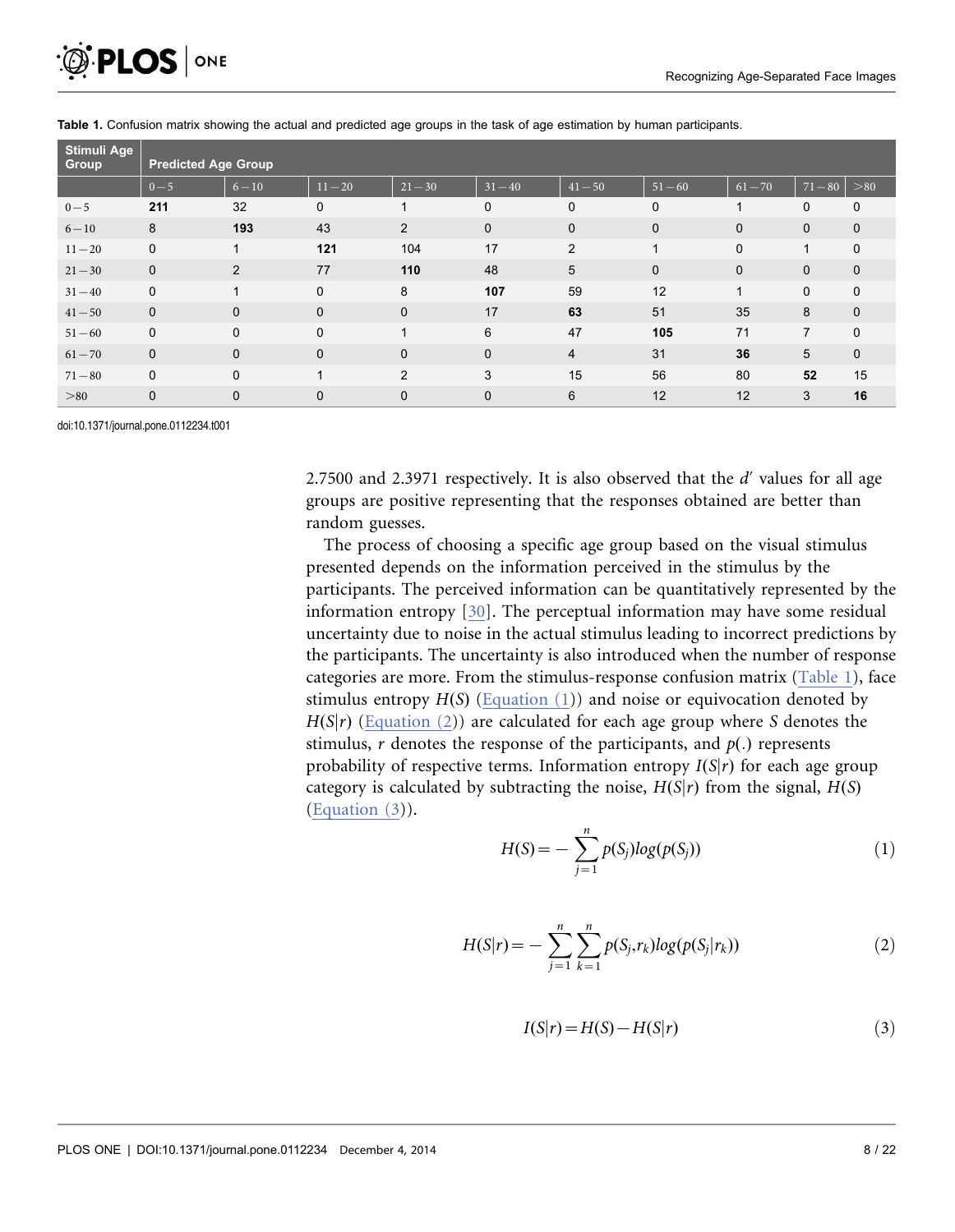**Table 1.** Confusion matrix showing the actual and predicted age groups in the task of age estimation by human participants.

| Stimuli Age Group | Predicted Age Group | | | | | | | | | |
|---|---|---|---|---|---|---|---|---|---|---|
| | $0-5$ | $6-10$ | $11-20$ | $21-30$ | $31-40$ | $41-50$ | $51-60$ | $61-70$ | $71-80$ | $>80$ |
| $0-5$ | **211** | 32 | 0 | 1 | 0 | 0 | 0 | 1 | 0 | 0 |
| $6-10$ | 8 | **193** | 43 | 2 | 0 | 0 | 0 | 0 | 0 | 0 |
| $11-20$ | 0 | 1 | **121** | 104 | 17 | 2 | 1 | 0 | 1 | 0 |
| $21-30$ | 0 | 2 | 77 | **110** | 48 | 5 | 0 | 0 | 0 | 0 |
| $31-40$ | 0 | 1 | 0 | 8 | **107** | 59 | 12 | 1 | 0 | 0 |
| $41-50$ | 0 | 0 | 0 | 0 | 17 | **63** | 51 | 35 | 8 | 0 |
| $51-60$ | 0 | 0 | 0 | 1 | 6 | 47 | **105** | 71 | 7 | 0 |
| $61-70$ | 0 | 0 | 0 | 0 | 0 | 4 | 31 | **36** | 5 | 0 |
| $71-80$ | 0 | 0 | 1 | 2 | 3 | 15 | 56 | 80 | **52** | 15 |
| $>80$ | 0 | 0 | 0 | 0 | 0 | 6 | 12 | 12 | 3 | **16** |

doi:10.1371/journal.pone.0112234.t001

2.7500 and 2.3971 respectively. It is also observed that the $d'$ values for all age groups are positive representing that the responses obtained are better than random guesses.

The process of choosing a specific age group based on the visual stimulus presented depends on the information perceived in the stimulus by the participants. The perceived information can be quantitatively represented by the information entropy [30]. The perceptual information may have some residual uncertainty due to noise in the actual stimulus leading to incorrect predictions by the participants. The uncertainty is also introduced when the number of response categories are more. From the stimulus-response confusion matrix (Table 1), face stimulus entropy $H(S)$ (Equation (1)) and noise or equivocation denoted by $H(S|r)$ (Equation (2)) are calculated for each age group where $S$ denotes the stimulus, $r$ denotes the response of the participants, and $p(.)$ represents probability of respective terms. Information entropy $I(S|r)$ for each age group category is calculated by subtracting the noise, $H(S|r)$ from the signal, $H(S)$ (Equation (3)).

$$H(S) = -\sum_{j=1}^{n} p(S_j) log(p(S_j)) \tag{1}$$

$$H(S|r) = -\sum_{j=1}^{n}\sum_{k=1}^{n} p(S_j, r_k) log(p(S_j|r_k)) \tag{2}$$

$$I(S|r) = H(S) - H(S|r) \tag{3}$$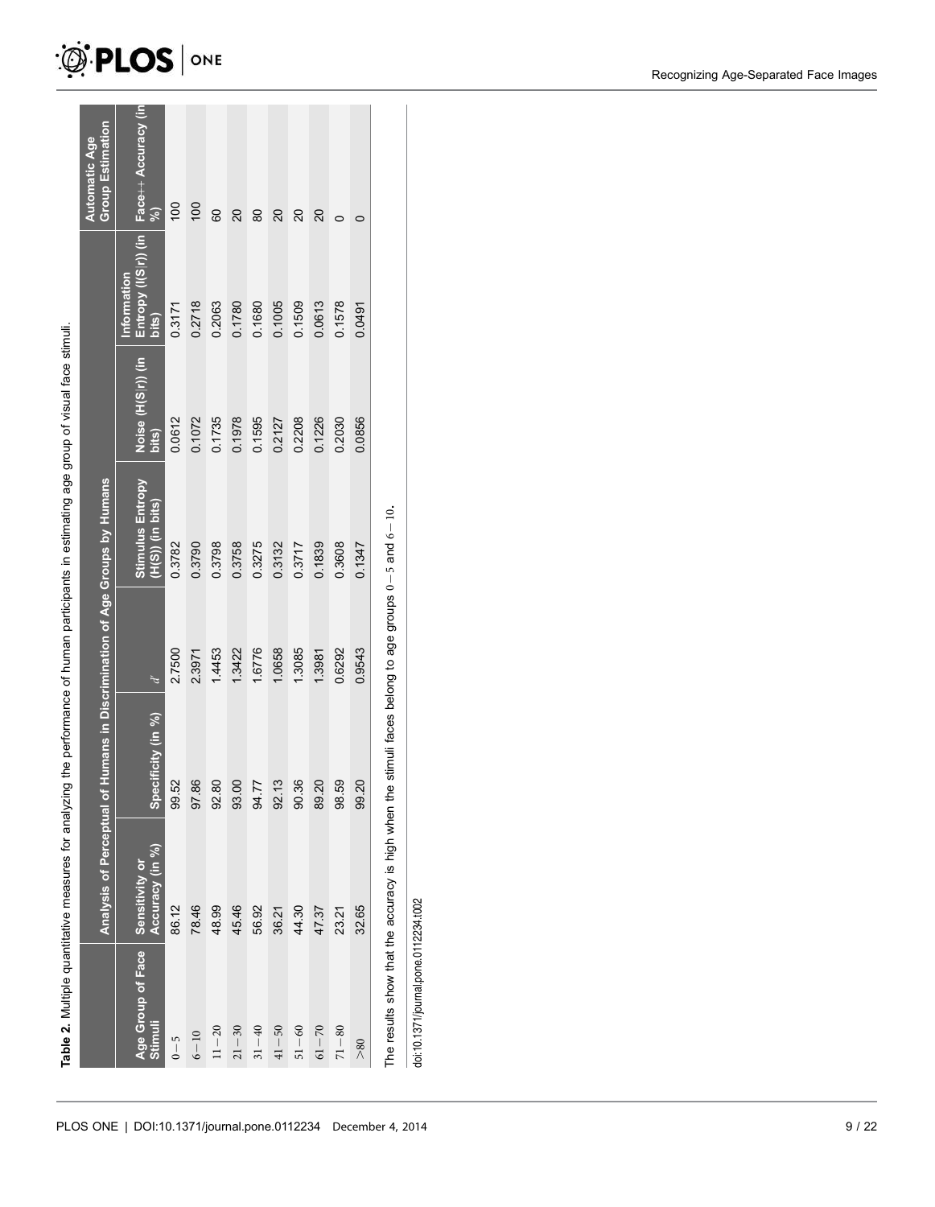**Table 2.** Multiple quantitative measures for analyzing the performance of human participants in estimating age group of visual face stimuli.

| Age Group of Face Stimuli | Analysis of Perceptual of Humans in Discrimination of Age Groups by Humans | | | | | | Automatic Age Group Estimation |
|---|---|---|---|---|---|---|---|
| | Sensitivity or Accuracy (in %) | Specificity (in %) | $d'$ | Stimulus Entropy (H(S)) (in bits) | Noise (H(S\|r)) (in bits) | Information Entropy (I(S\|r)) (in bits) | Face++ Accuracy (in %) |
| $0-5$ | 86.12 | 99.52 | 2.7500 | 0.3782 | 0.0612 | 0.3171 | 100 |
| $6-10$ | 78.46 | 97.86 | 2.3971 | 0.3790 | 0.1072 | 0.2718 | 100 |
| $11-20$ | 48.99 | 92.80 | 1.4453 | 0.3798 | 0.1735 | 0.2063 | 60 |
| $21-30$ | 45.46 | 93.00 | 1.3422 | 0.3758 | 0.1978 | 0.1780 | 20 |
| $31-40$ | 56.92 | 94.77 | 1.6776 | 0.3275 | 0.1595 | 0.1680 | 80 |
| $41-50$ | 36.21 | 92.13 | 1.0658 | 0.3132 | 0.2127 | 0.1005 | 20 |
| $51-60$ | 44.30 | 90.36 | 1.3085 | 0.3717 | 0.2208 | 0.1509 | 20 |
| $61-70$ | 47.37 | 89.20 | 1.3981 | 0.1839 | 0.1226 | 0.0613 | 20 |
| $71-80$ | 23.21 | 98.59 | 0.6292 | 0.3608 | 0.2030 | 0.1578 | 0 |
| $>80$ | 32.65 | 99.20 | 0.9543 | 0.1347 | 0.0856 | 0.0491 | 0 |

The results show that the accuracy is high when the stimuli faces belong to age groups $0-5$ and $6-10$.

doi:10.1371/journal.pone.0112234.t002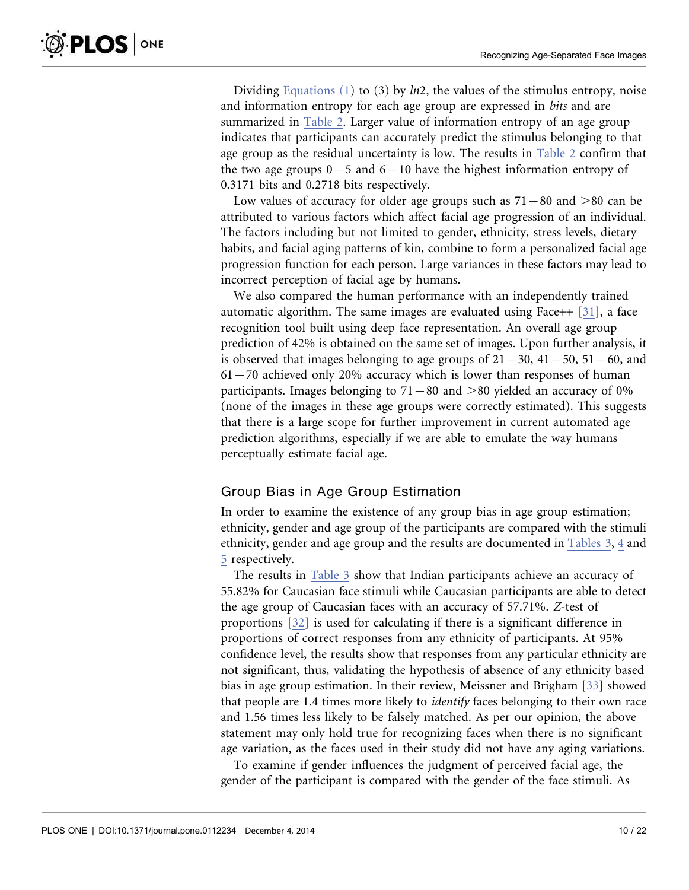Dividing Equations (1) to (3) by $ln2$, the values of the stimulus entropy, noise and information entropy for each age group are expressed in *bits* and are summarized in Table 2. Larger value of information entropy of an age group indicates that participants can accurately predict the stimulus belonging to that age group as the residual uncertainty is low. The results in Table 2 confirm that the two age groups $0-5$ and $6-10$ have the highest information entropy of 0.3171 bits and 0.2718 bits respectively.

Low values of accuracy for older age groups such as $71-80$ and $>80$ can be attributed to various factors which affect facial age progression of an individual. The factors including but not limited to gender, ethnicity, stress levels, dietary habits, and facial aging patterns of kin, combine to form a personalized facial age progression function for each person. Large variances in these factors may lead to incorrect perception of facial age by humans.

We also compared the human performance with an independently trained automatic algorithm. The same images are evaluated using Face++ [31], a face recognition tool built using deep face representation. An overall age group prediction of 42% is obtained on the same set of images. Upon further analysis, it is observed that images belonging to age groups of $21-30$, $41-50$, $51-60$, and $61-70$ achieved only 20% accuracy which is lower than responses of human participants. Images belonging to $71-80$ and $>80$ yielded an accuracy of 0% (none of the images in these age groups were correctly estimated). This suggests that there is a large scope for further improvement in current automated age prediction algorithms, especially if we are able to emulate the way humans perceptually estimate facial age.

## Group Bias in Age Group Estimation

In order to examine the existence of any group bias in age group estimation; ethnicity, gender and age group of the participants are compared with the stimuli ethnicity, gender and age group and the results are documented in Tables 3, 4 and 5 respectively.

The results in Table 3 show that Indian participants achieve an accuracy of 55.82% for Caucasian face stimuli while Caucasian participants are able to detect the age group of Caucasian faces with an accuracy of 57.71%. *Z*-test of proportions [32] is used for calculating if there is a significant difference in proportions of correct responses from any ethnicity of participants. At 95% confidence level, the results show that responses from any particular ethnicity are not significant, thus, validating the hypothesis of absence of any ethnicity based bias in age group estimation. In their review, Meissner and Brigham [33] showed that people are 1.4 times more likely to *identify* faces belonging to their own race and 1.56 times less likely to be falsely matched. As per our opinion, the above statement may only hold true for recognizing faces when there is no significant age variation, as the faces used in their study did not have any aging variations.

To examine if gender influences the judgment of perceived facial age, the gender of the participant is compared with the gender of the face stimuli. As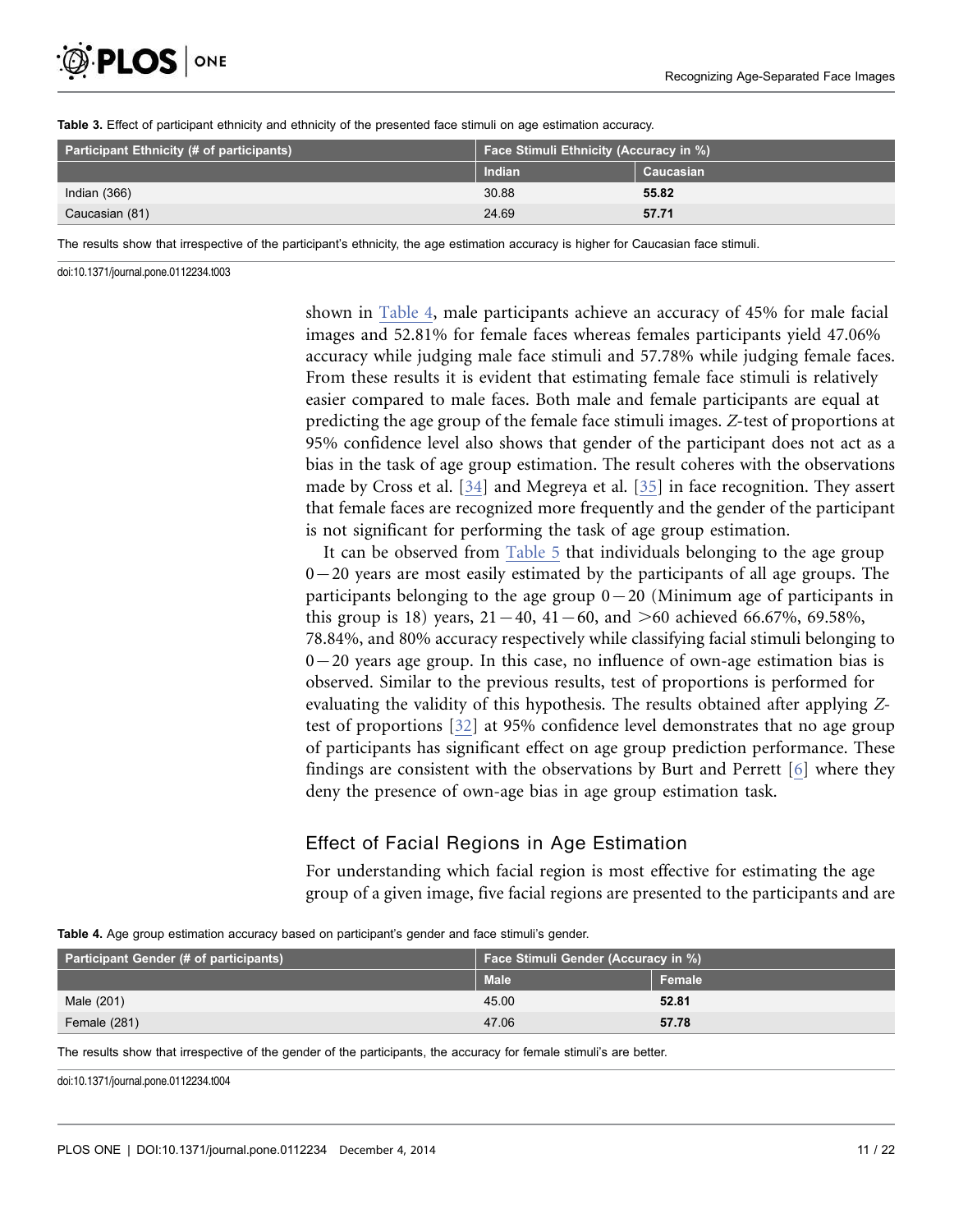**Table 3.** Effect of participant ethnicity and ethnicity of the presented face stimuli on age estimation accuracy.

| Participant Ethnicity (# of participants) | Face Stimuli Ethnicity (Accuracy in %) | |
|---|---|---|
| | Indian | Caucasian |
| Indian (366) | 30.88 | **55.82** |
| Caucasian (81) | 24.69 | **57.71** |

The results show that irrespective of the participant's ethnicity, the age estimation accuracy is higher for Caucasian face stimuli.

doi:10.1371/journal.pone.0112234.t003

shown in Table 4, male participants achieve an accuracy of 45% for male facial images and 52.81% for female faces whereas females participants yield 47.06% accuracy while judging male face stimuli and 57.78% while judging female faces. From these results it is evident that estimating female face stimuli is relatively easier compared to male faces. Both male and female participants are equal at predicting the age group of the female face stimuli images. *Z*-test of proportions at 95% confidence level also shows that gender of the participant does not act as a bias in the task of age group estimation. The result coheres with the observations made by Cross et al. [34] and Megreya et al. [35] in face recognition. They assert that female faces are recognized more frequently and the gender of the participant is not significant for performing the task of age group estimation.

It can be observed from Table 5 that individuals belonging to the age group $0-20$ years are most easily estimated by the participants of all age groups. The participants belonging to the age group $0-20$ (Minimum age of participants in this group is 18) years, $21-40$, $41-60$, and $>60$ achieved 66.67%, 69.58%, 78.84%, and 80% accuracy respectively while classifying facial stimuli belonging to $0-20$ years age group. In this case, no influence of own-age estimation bias is observed. Similar to the previous results, test of proportions is performed for evaluating the validity of this hypothesis. The results obtained after applying *Z*-test of proportions [32] at 95% confidence level demonstrates that no age group of participants has significant effect on age group prediction performance. These findings are consistent with the observations by Burt and Perrett [6] where they deny the presence of own-age bias in age group estimation task.

## Effect of Facial Regions in Age Estimation

For understanding which facial region is most effective for estimating the age group of a given image, five facial regions are presented to the participants and are

**Table 4.** Age group estimation accuracy based on participant's gender and face stimuli's gender.

| Participant Gender (# of participants) | Face Stimuli Gender (Accuracy in %) | |
|---|---|---|
| | Male | Female |
| Male (201) | 45.00 | **52.81** |
| Female (281) | 47.06 | **57.78** |

The results show that irrespective of the gender of the participants, the accuracy for female stimuli's are better.

doi:10.1371/journal.pone.0112234.t004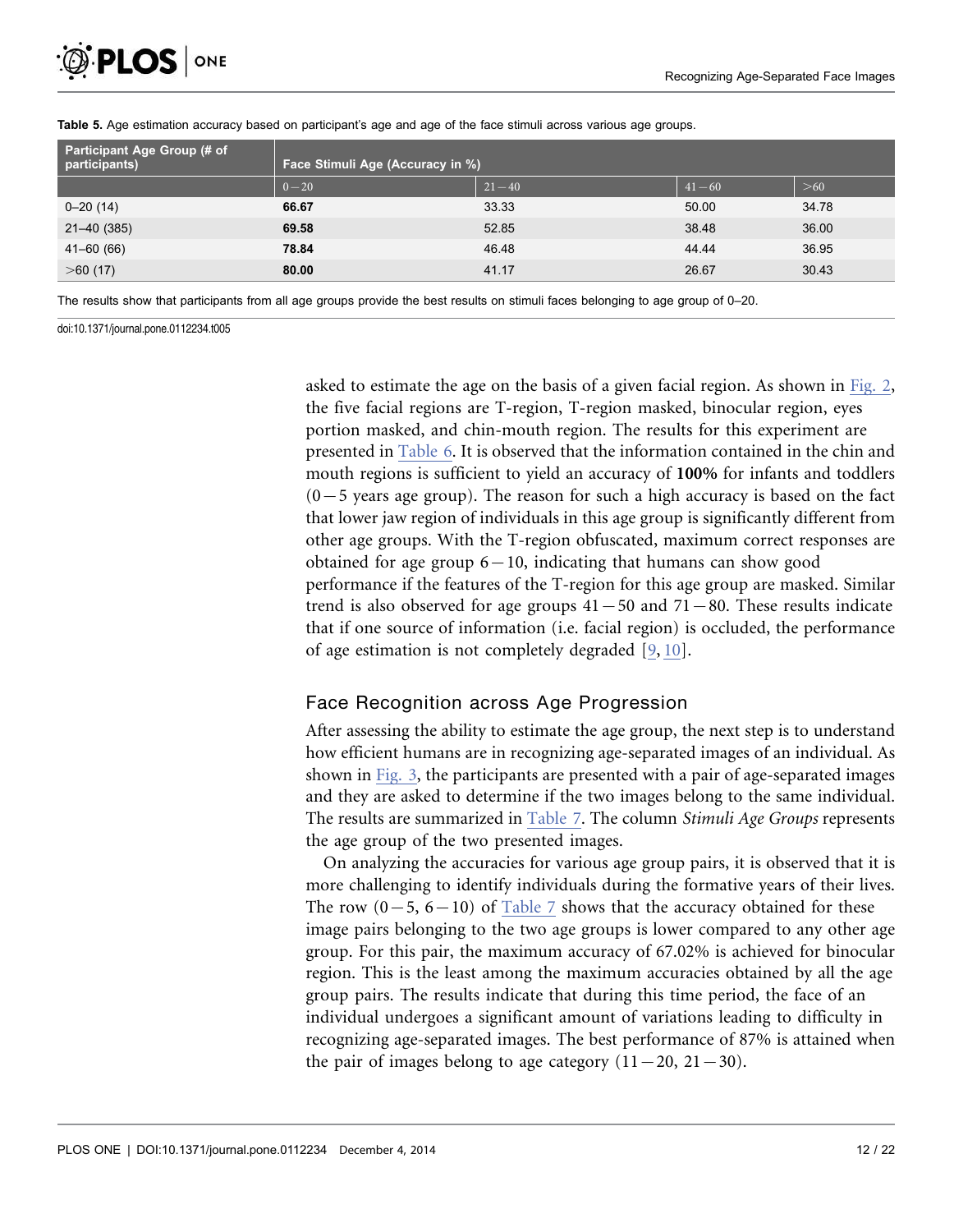**Table 5.** Age estimation accuracy based on participant's age and age of the face stimuli across various age groups.

| Participant Age Group (# of participants) | Face Stimuli Age (Accuracy in %) | | | |
|---|---|---|---|---|
| | $0-20$ | $21-40$ | $41-60$ | $>60$ |
| 0–20 (14) | **66.67** | 33.33 | 50.00 | 34.78 |
| 21–40 (385) | **69.58** | 52.85 | 38.48 | 36.00 |
| 41–60 (66) | **78.84** | 46.48 | 44.44 | 36.95 |
| $>60$ (17) | **80.00** | 41.17 | 26.67 | 30.43 |

The results show that participants from all age groups provide the best results on stimuli faces belonging to age group of 0–20.

doi:10.1371/journal.pone.0112234.t005

asked to estimate the age on the basis of a given facial region. As shown in Fig. 2, the five facial regions are T-region, T-region masked, binocular region, eyes portion masked, and chin-mouth region. The results for this experiment are presented in Table 6. It is observed that the information contained in the chin and mouth regions is sufficient to yield an accuracy of **100%** for infants and toddlers ($0-5$ years age group). The reason for such a high accuracy is based on the fact that lower jaw region of individuals in this age group is significantly different from other age groups. With the T-region obfuscated, maximum correct responses are obtained for age group $6-10$, indicating that humans can show good performance if the features of the T-region for this age group are masked. Similar trend is also observed for age groups $41-50$ and $71-80$. These results indicate that if one source of information (i.e. facial region) is occluded, the performance of age estimation is not completely degraded [9, 10].

## Face Recognition across Age Progression

After assessing the ability to estimate the age group, the next step is to understand how efficient humans are in recognizing age-separated images of an individual. As shown in Fig. 3, the participants are presented with a pair of age-separated images and they are asked to determine if the two images belong to the same individual. The results are summarized in Table 7. The column *Stimuli Age Groups* represents the age group of the two presented images.

On analyzing the accuracies for various age group pairs, it is observed that it is more challenging to identify individuals during the formative years of their lives. The row ($0-5$, $6-10$) of Table 7 shows that the accuracy obtained for these image pairs belonging to the two age groups is lower compared to any other age group. For this pair, the maximum accuracy of 67.02% is achieved for binocular region. This is the least among the maximum accuracies obtained by all the age group pairs. The results indicate that during this time period, the face of an individual undergoes a significant amount of variations leading to difficulty in recognizing age-separated images. The best performance of 87% is attained when the pair of images belong to age category ($11-20$, $21-30$).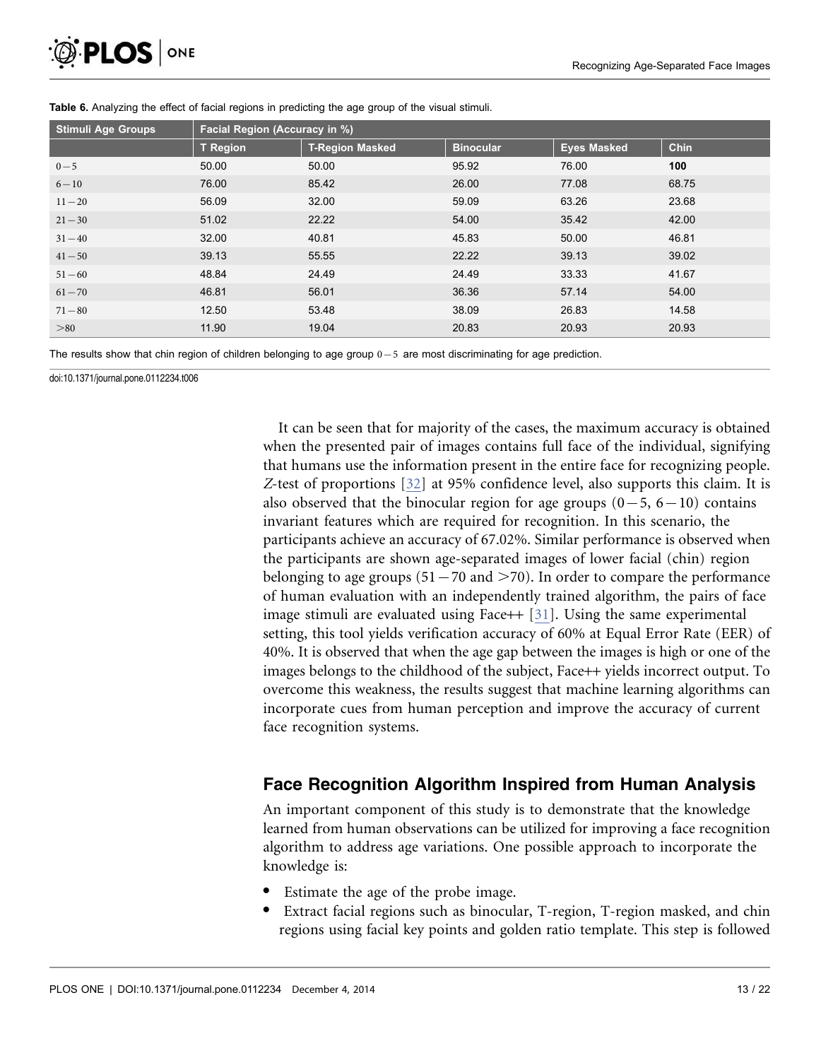**Table 6.** Analyzing the effect of facial regions in predicting the age group of the visual stimuli.

| Stimuli Age Groups | Facial Region (Accuracy in %) | | | | |
|---|---|---|---|---|---|
| | T Region | T-Region Masked | Binocular | Eyes Masked | Chin |
| $0-5$ | 50.00 | 50.00 | 95.92 | 76.00 | **100** |
| $6-10$ | 76.00 | 85.42 | 26.00 | 77.08 | 68.75 |
| $11-20$ | 56.09 | 32.00 | 59.09 | 63.26 | 23.68 |
| $21-30$ | 51.02 | 22.22 | 54.00 | 35.42 | 42.00 |
| $31-40$ | 32.00 | 40.81 | 45.83 | 50.00 | 46.81 |
| $41-50$ | 39.13 | 55.55 | 22.22 | 39.13 | 39.02 |
| $51-60$ | 48.84 | 24.49 | 24.49 | 33.33 | 41.67 |
| $61-70$ | 46.81 | 56.01 | 36.36 | 57.14 | 54.00 |
| $71-80$ | 12.50 | 53.48 | 38.09 | 26.83 | 14.58 |
| $>80$ | 11.90 | 19.04 | 20.83 | 20.93 | 20.93 |

The results show that chin region of children belonging to age group $0-5$ are most discriminating for age prediction.

doi:10.1371/journal.pone.0112234.t006

It can be seen that for majority of the cases, the maximum accuracy is obtained when the presented pair of images contains full face of the individual, signifying that humans use the information present in the entire face for recognizing people. *Z*-test of proportions [32] at 95% confidence level, also supports this claim. It is also observed that the binocular region for age groups $(0-5, 6-10)$ contains invariant features which are required for recognition. In this scenario, the participants achieve an accuracy of 67.02%. Similar performance is observed when the participants are shown age-separated images of lower facial (chin) region belonging to age groups $(51-70$ and $>70)$. In order to compare the performance of human evaluation with an independently trained algorithm, the pairs of face image stimuli are evaluated using Face++ [31]. Using the same experimental setting, this tool yields verification accuracy of 60% at Equal Error Rate (EER) of 40%. It is observed that when the age gap between the images is high or one of the images belongs to the childhood of the subject, Face++ yields incorrect output. To overcome this weakness, the results suggest that machine learning algorithms can incorporate cues from human perception and improve the accuracy of current face recognition systems.

## Face Recognition Algorithm Inspired from Human Analysis

An important component of this study is to demonstrate that the knowledge learned from human observations can be utilized for improving a face recognition algorithm to address age variations. One possible approach to incorporate the knowledge is:

- Estimate the age of the probe image.
- Extract facial regions such as binocular, T-region, T-region masked, and chin regions using facial key points and golden ratio template. This step is followed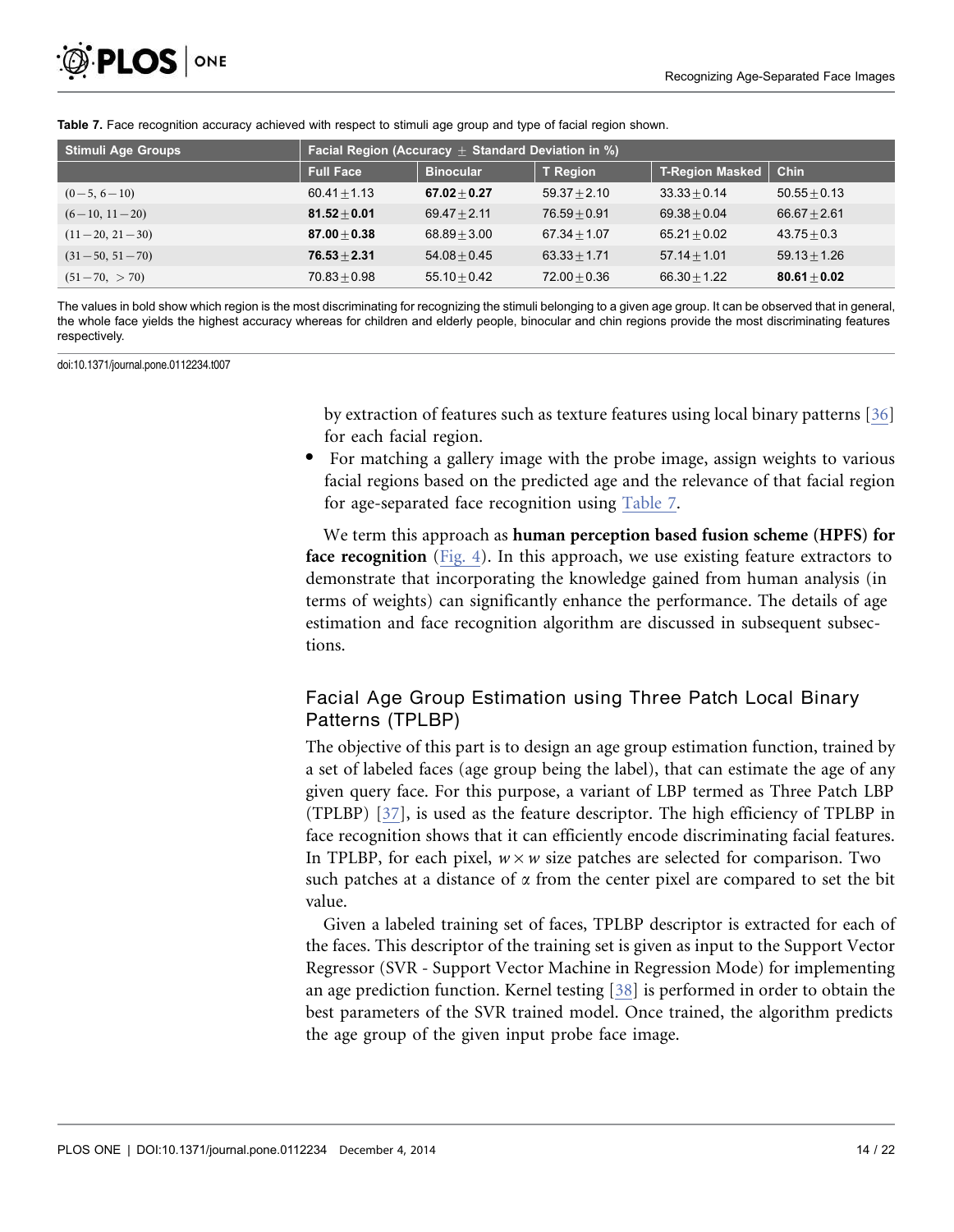**Table 7.** Face recognition accuracy achieved with respect to stimuli age group and type of facial region shown.

| Stimuli Age Groups | Facial Region (Accuracy $\pm$ Standard Deviation in %) | | | | |
|---|---|---|---|---|---|
| | Full Face | Binocular | T Region | T-Region Masked | Chin |
| $(0-5, 6-10)$ | $60.41 \pm 1.13$ | $\mathbf{67.02 \pm 0.27}$ | $59.37 \pm 2.10$ | $33.33 \pm 0.14$ | $50.55 \pm 0.13$ |
| $(6-10, 11-20)$ | $\mathbf{81.52 \pm 0.01}$ | $69.47 \pm 2.11$ | $76.59 \pm 0.91$ | $69.38 \pm 0.04$ | $66.67 \pm 2.61$ |
| $(11-20, 21-30)$ | $\mathbf{87.00 \pm 0.38}$ | $68.89 \pm 3.00$ | $67.34 \pm 1.07$ | $65.21 \pm 0.02$ | $43.75 \pm 0.3$ |
| $(31-50, 51-70)$ | $\mathbf{76.53 \pm 2.31}$ | $54.08 \pm 0.45$ | $63.33 \pm 1.71$ | $57.14 \pm 1.01$ | $59.13 \pm 1.26$ |
| $(51-70, >70)$ | $70.83 \pm 0.98$ | $55.10 \pm 0.42$ | $72.00 \pm 0.36$ | $66.30 \pm 1.22$ | $\mathbf{80.61 \pm 0.02}$ |

The values in bold show which region is the most discriminating for recognizing the stimuli belonging to a given age group. It can be observed that in general, the whole face yields the highest accuracy whereas for children and elderly people, binocular and chin regions provide the most discriminating features respectively.

doi:10.1371/journal.pone.0112234.t007

by extraction of features such as texture features using local binary patterns [36] for each facial region.

- For matching a gallery image with the probe image, assign weights to various facial regions based on the predicted age and the relevance of that facial region for age-separated face recognition using Table 7.

We term this approach as **human perception based fusion scheme (HPFS) for face recognition** (Fig. 4). In this approach, we use existing feature extractors to demonstrate that incorporating the knowledge gained from human analysis (in terms of weights) can significantly enhance the performance. The details of age estimation and face recognition algorithm are discussed in subsequent subsections.

## Facial Age Group Estimation using Three Patch Local Binary Patterns (TPLBP)

The objective of this part is to design an age group estimation function, trained by a set of labeled faces (age group being the label), that can estimate the age of any given query face. For this purpose, a variant of LBP termed as Three Patch LBP (TPLBP) [37], is used as the feature descriptor. The high efficiency of TPLBP in face recognition shows that it can efficiently encode discriminating facial features. In TPLBP, for each pixel, $w \times w$ size patches are selected for comparison. Two such patches at a distance of $\alpha$ from the center pixel are compared to set the bit value.

Given a labeled training set of faces, TPLBP descriptor is extracted for each of the faces. This descriptor of the training set is given as input to the Support Vector Regressor (SVR - Support Vector Machine in Regression Mode) for implementing an age prediction function. Kernel testing [38] is performed in order to obtain the best parameters of the SVR trained model. Once trained, the algorithm predicts the age group of the given input probe face image.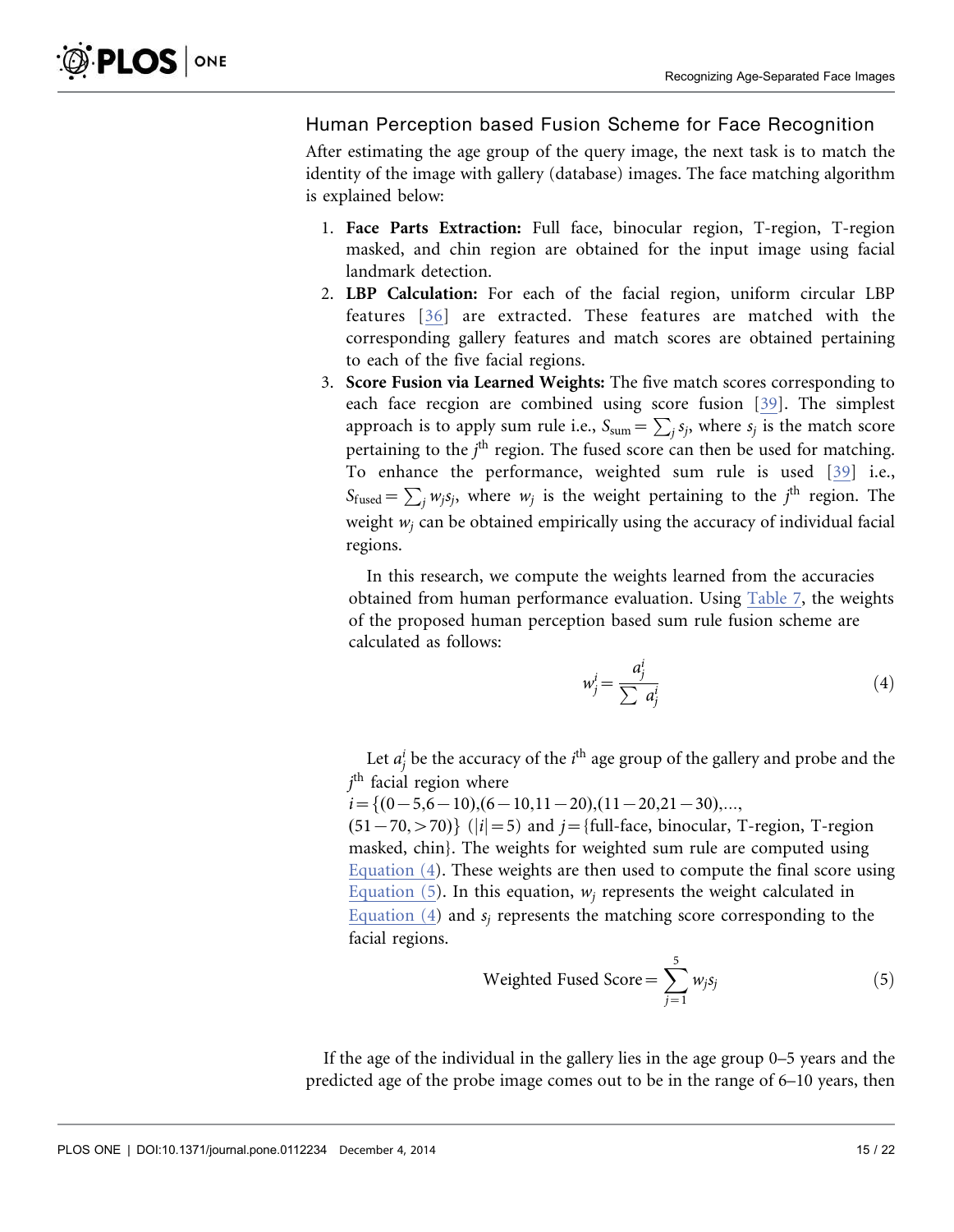## Human Perception based Fusion Scheme for Face Recognition

After estimating the age group of the query image, the next task is to match the identity of the image with gallery (database) images. The face matching algorithm is explained below:

1. **Face Parts Extraction:** Full face, binocular region, T-region, T-region masked, and chin region are obtained for the input image using facial landmark detection.
2. **LBP Calculation:** For each of the facial region, uniform circular LBP features [36] are extracted. These features are matched with the corresponding gallery features and match scores are obtained pertaining to each of the five facial regions.
3. **Score Fusion via Learned Weights:** The five match scores corresponding to each face recgion are combined using score fusion [39]. The simplest approach is to apply sum rule i.e., $S_{\text{sum}} = \sum_j s_j$, where $s_j$ is the match score pertaining to the $j^{\text{th}}$ region. The fused score can then be used for matching. To enhance the performance, weighted sum rule is used [39] i.e., $S_{\text{fused}} = \sum_j w_j s_j$, where $w_j$ is the weight pertaining to the $j^{\text{th}}$ region. The weight $w_j$ can be obtained empirically using the accuracy of individual facial regions.

   In this research, we compute the weights learned from the accuracies obtained from human performance evaluation. Using Table 7, the weights of the proposed human perception based sum rule fusion scheme are calculated as follows:

$$w_j^i = \frac{a_j^i}{\sum a_j^i} \tag{4}$$

   Let $a_j^i$ be the accuracy of the $i^{\text{th}}$ age group of the gallery and probe and the $j^{\text{th}}$ facial region where $i = \{(0-5, 6-10), (6-10, 11-20), (11-20, 21-30), \ldots, (51-70, >70)\}$ $(|i| = 5)$ and $j = \{$full-face, binocular, T-region, T-region masked, chin$\}$. The weights for weighted sum rule are computed using Equation (4). These weights are then used to compute the final score using Equation (5). In this equation, $w_j$ represents the weight calculated in Equation (4) and $s_j$ represents the matching score corresponding to the facial regions.

$$\text{Weighted Fused Score} = \sum_{j=1}^{5} w_j s_j \tag{5}$$

If the age of the individual in the gallery lies in the age group 0–5 years and the predicted age of the probe image comes out to be in the range of 6–10 years, then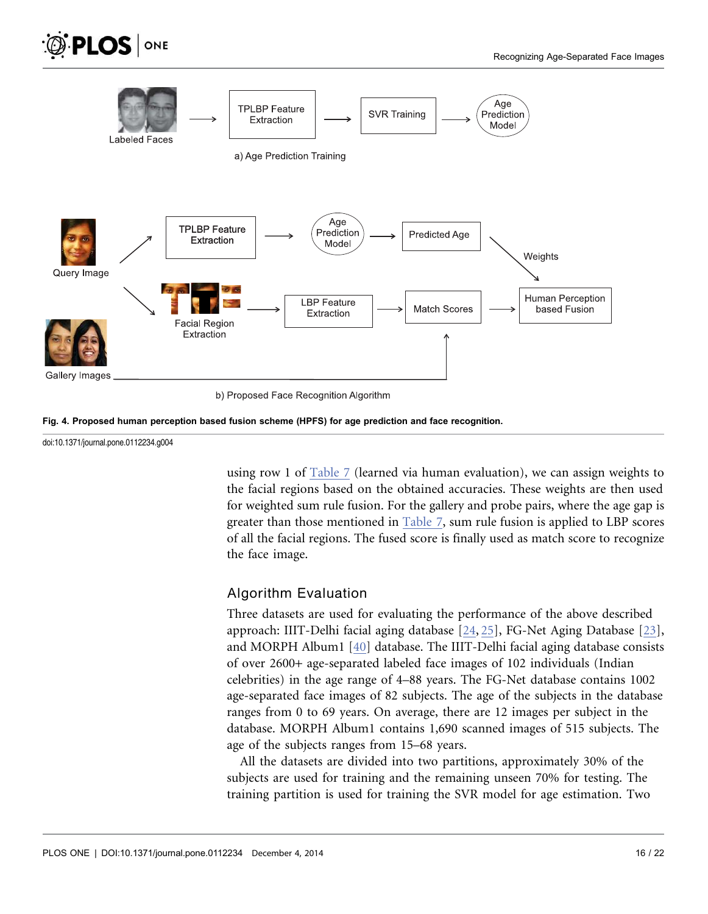Fig. 4. Proposed human perception based fusion scheme (HPFS) for age prediction and face recognition.

doi:10.1371/journal.pone.0112234.g004

using row 1 of Table 7 (learned via human evaluation), we can assign weights to the facial regions based on the obtained accuracies. These weights are then used for weighted sum rule fusion. For the gallery and probe pairs, where the age gap is greater than those mentioned in Table 7, sum rule fusion is applied to LBP scores of all the facial regions. The fused score is finally used as match score to recognize the face image.

## Algorithm Evaluation

Three datasets are used for evaluating the performance of the above described approach: IIIT-Delhi facial aging database [24, 25], FG-Net Aging Database [23], and MORPH Album1 [40] database. The IIIT-Delhi facial aging database consists of over 2600+ age-separated labeled face images of 102 individuals (Indian celebrities) in the age range of 4–88 years. The FG-Net database contains 1002 age-separated face images of 82 subjects. The age of the subjects in the database ranges from 0 to 69 years. On average, there are 12 images per subject in the database. MORPH Album1 contains 1,690 scanned images of 515 subjects. The age of the subjects ranges from 15–68 years.

All the datasets are divided into two partitions, approximately 30% of the subjects are used for training and the remaining unseen 70% for testing. The training partition is used for training the SVR model for age estimation. Two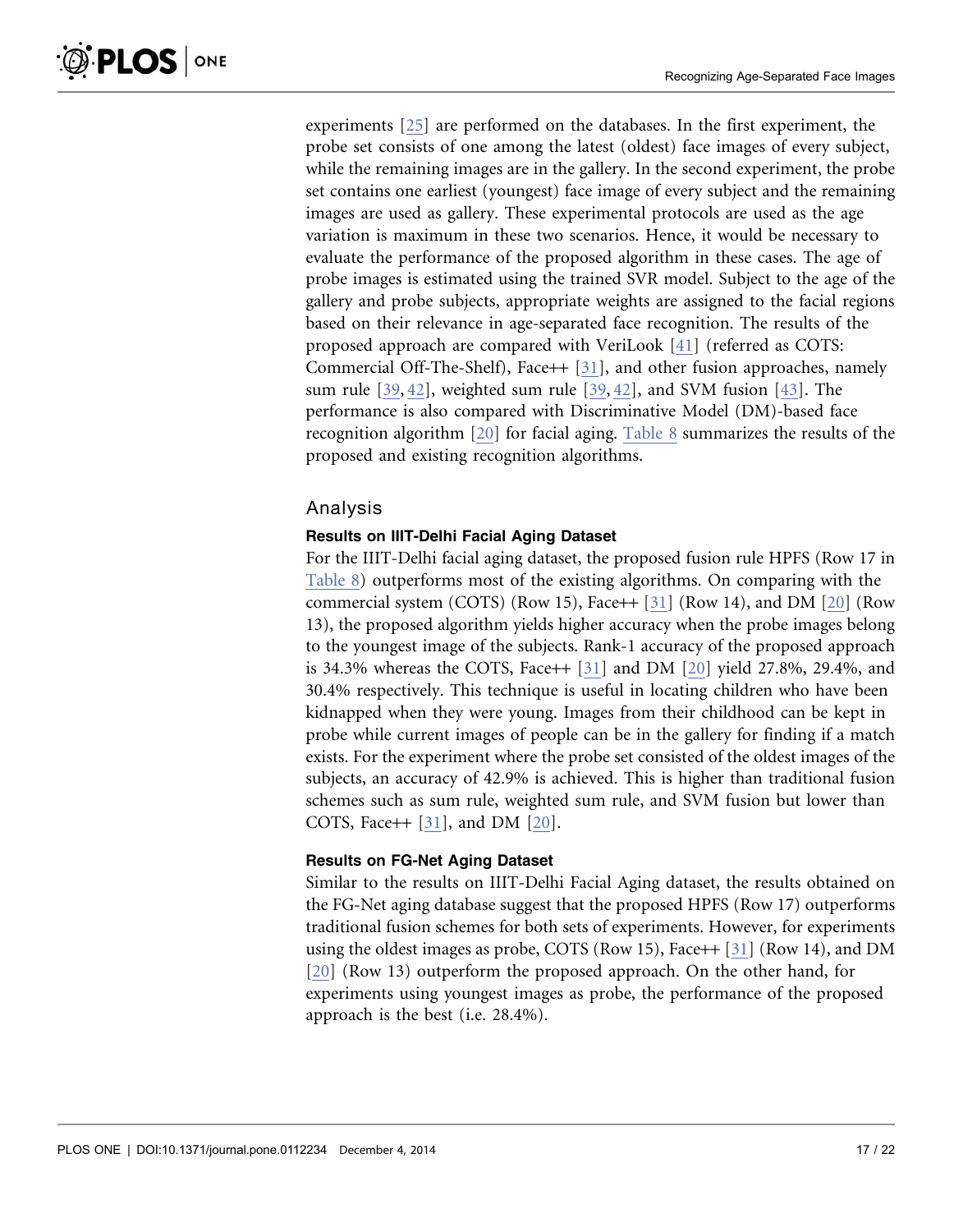experiments [25] are performed on the databases. In the first experiment, the probe set consists of one among the latest (oldest) face images of every subject, while the remaining images are in the gallery. In the second experiment, the probe set contains one earliest (youngest) face image of every subject and the remaining images are used as gallery. These experimental protocols are used as the age variation is maximum in these two scenarios. Hence, it would be necessary to evaluate the performance of the proposed algorithm in these cases. The age of probe images is estimated using the trained SVR model. Subject to the age of the gallery and probe subjects, appropriate weights are assigned to the facial regions based on their relevance in age-separated face recognition. The results of the proposed approach are compared with VeriLook [41] (referred as COTS: Commercial Off-The-Shelf), Face++ [31], and other fusion approaches, namely sum rule [39, 42], weighted sum rule [39, 42], and SVM fusion [43]. The performance is also compared with Discriminative Model (DM)-based face recognition algorithm [20] for facial aging. Table 8 summarizes the results of the proposed and existing recognition algorithms.

## Analysis

### Results on IIIT-Delhi Facial Aging Dataset

For the IIIT-Delhi facial aging dataset, the proposed fusion rule HPFS (Row 17 in Table 8) outperforms most of the existing algorithms. On comparing with the commercial system (COTS) (Row 15), Face++ [31] (Row 14), and DM [20] (Row 13), the proposed algorithm yields higher accuracy when the probe images belong to the youngest image of the subjects. Rank-1 accuracy of the proposed approach is 34.3% whereas the COTS, Face++ [31] and DM [20] yield 27.8%, 29.4%, and 30.4% respectively. This technique is useful in locating children who have been kidnapped when they were young. Images from their childhood can be kept in probe while current images of people can be in the gallery for finding if a match exists. For the experiment where the probe set consisted of the oldest images of the subjects, an accuracy of 42.9% is achieved. This is higher than traditional fusion schemes such as sum rule, weighted sum rule, and SVM fusion but lower than COTS, Face++ [31], and DM [20].

### Results on FG-Net Aging Dataset

Similar to the results on IIIT-Delhi Facial Aging dataset, the results obtained on the FG-Net aging database suggest that the proposed HPFS (Row 17) outperforms traditional fusion schemes for both sets of experiments. However, for experiments using the oldest images as probe, COTS (Row 15), Face++ [31] (Row 14), and DM [20] (Row 13) outperform the proposed approach. On the other hand, for experiments using youngest images as probe, the performance of the proposed approach is the best (i.e. 28.4%).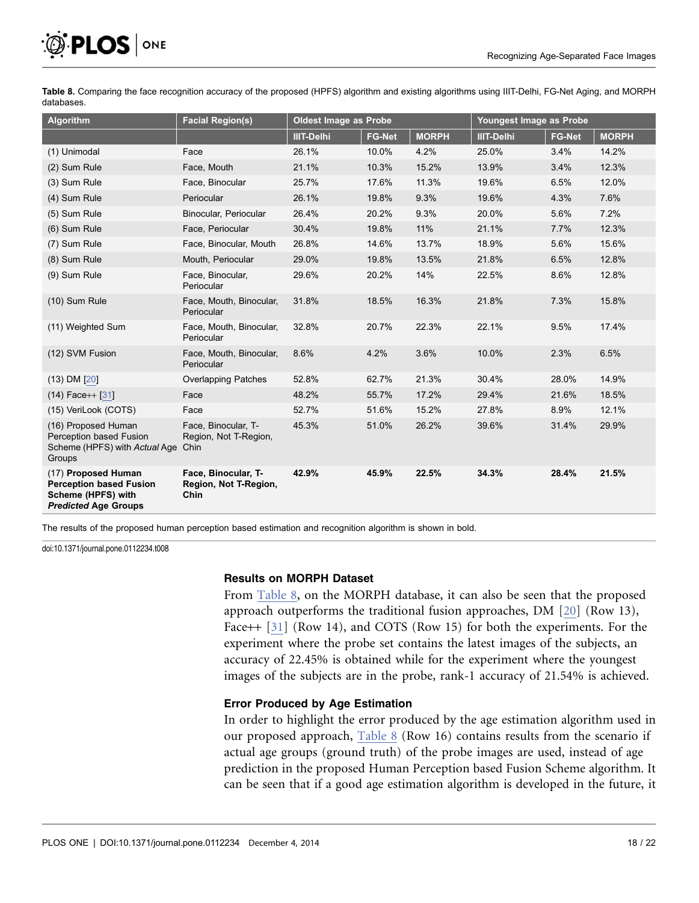**Table 8.** Comparing the face recognition accuracy of the proposed (HPFS) algorithm and existing algorithms using IIIT-Delhi, FG-Net Aging, and MORPH databases.

| Algorithm | Facial Region(s) | Oldest Image as Probe | | | Youngest Image as Probe | | |
|---|---|---|---|---|---|---|---|
| | | IIIT-Delhi | FG-Net | MORPH | IIIT-Delhi | FG-Net | MORPH |
| (1) Unimodal | Face | 26.1% | 10.0% | 4.2% | 25.0% | 3.4% | 14.2% |
| (2) Sum Rule | Face, Mouth | 21.1% | 10.3% | 15.2% | 13.9% | 3.4% | 12.3% |
| (3) Sum Rule | Face, Binocular | 25.7% | 17.6% | 11.3% | 19.6% | 6.5% | 12.0% |
| (4) Sum Rule | Periocular | 26.1% | 19.8% | 9.3% | 19.6% | 4.3% | 7.6% |
| (5) Sum Rule | Binocular, Periocular | 26.4% | 20.2% | 9.3% | 20.0% | 5.6% | 7.2% |
| (6) Sum Rule | Face, Periocular | 30.4% | 19.8% | 11% | 21.1% | 7.7% | 12.3% |
| (7) Sum Rule | Face, Binocular, Mouth | 26.8% | 14.6% | 13.7% | 18.9% | 5.6% | 15.6% |
| (8) Sum Rule | Mouth, Periocular | 29.0% | 19.8% | 13.5% | 21.8% | 6.5% | 12.8% |
| (9) Sum Rule | Face, Binocular, Periocular | 29.6% | 20.2% | 14% | 22.5% | 8.6% | 12.8% |
| (10) Sum Rule | Face, Mouth, Binocular, Periocular | 31.8% | 18.5% | 16.3% | 21.8% | 7.3% | 15.8% |
| (11) Weighted Sum | Face, Mouth, Binocular, Periocular | 32.8% | 20.7% | 22.3% | 22.1% | 9.5% | 17.4% |
| (12) SVM Fusion | Face, Mouth, Binocular, Periocular | 8.6% | 4.2% | 3.6% | 10.0% | 2.3% | 6.5% |
| (13) DM [20] | Overlapping Patches | 52.8% | 62.7% | 21.3% | 30.4% | 28.0% | 14.9% |
| (14) Face++ [31] | Face | 48.2% | 55.7% | 17.2% | 29.4% | 21.6% | 18.5% |
| (15) VeriLook (COTS) | Face | 52.7% | 51.6% | 15.2% | 27.8% | 8.9% | 12.1% |
| (16) Proposed Human Perception based Fusion Scheme (HPFS) with *Actual* Age Groups | Face, Binocular, T-Region, Not T-Region, Chin | 45.3% | 51.0% | 26.2% | 39.6% | 31.4% | 29.9% |
| **(17) Proposed Human Perception based Fusion Scheme (HPFS) with *Predicted* Age Groups** | **Face, Binocular, T-Region, Not T-Region, Chin** | **42.9%** | **45.9%** | **22.5%** | **34.3%** | **28.4%** | **21.5%** |

The results of the proposed human perception based estimation and recognition algorithm is shown in bold.

doi:10.1371/journal.pone.0112234.t008

### Results on MORPH Dataset

From Table 8, on the MORPH database, it can also be seen that the proposed approach outperforms the traditional fusion approaches, DM [20] (Row 13), Face++ [31] (Row 14), and COTS (Row 15) for both the experiments. For the experiment where the probe set contains the latest images of the subjects, an accuracy of 22.45% is obtained while for the experiment where the youngest images of the subjects are in the probe, rank-1 accuracy of 21.54% is achieved.

### Error Produced by Age Estimation

In order to highlight the error produced by the age estimation algorithm used in our proposed approach, Table 8 (Row 16) contains results from the scenario if actual age groups (ground truth) of the probe images are used, instead of age prediction in the proposed Human Perception based Fusion Scheme algorithm. It can be seen that if a good age estimation algorithm is developed in the future, it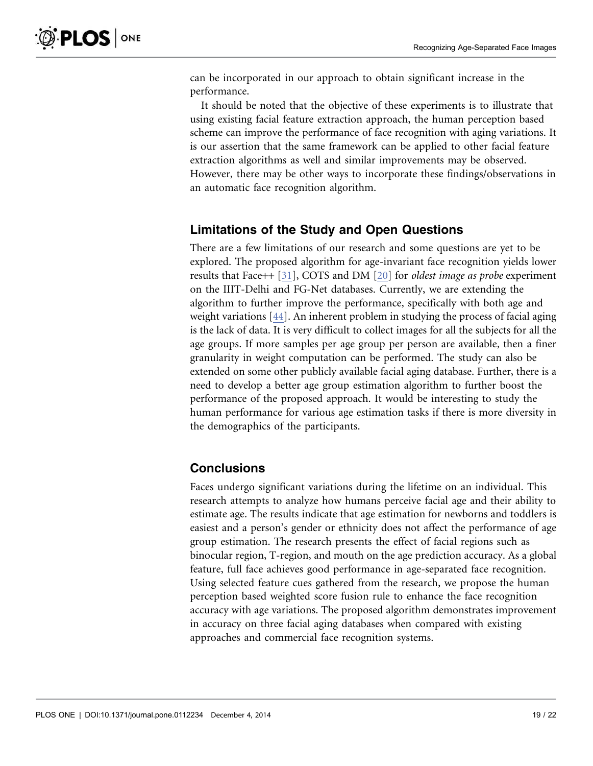can be incorporated in our approach to obtain significant increase in the performance.

It should be noted that the objective of these experiments is to illustrate that using existing facial feature extraction approach, the human perception based scheme can improve the performance of face recognition with aging variations. It is our assertion that the same framework can be applied to other facial feature extraction algorithms as well and similar improvements may be observed. However, there may be other ways to incorporate these findings/observations in an automatic face recognition algorithm.

## Limitations of the Study and Open Questions

There are a few limitations of our research and some questions are yet to be explored. The proposed algorithm for age-invariant face recognition yields lower results that Face++ [31], COTS and DM [20] for *oldest image as probe* experiment on the IIIT-Delhi and FG-Net databases. Currently, we are extending the algorithm to further improve the performance, specifically with both age and weight variations [44]. An inherent problem in studying the process of facial aging is the lack of data. It is very difficult to collect images for all the subjects for all the age groups. If more samples per age group per person are available, then a finer granularity in weight computation can be performed. The study can also be extended on some other publicly available facial aging database. Further, there is a need to develop a better age group estimation algorithm to further boost the performance of the proposed approach. It would be interesting to study the human performance for various age estimation tasks if there is more diversity in the demographics of the participants.

## Conclusions

Faces undergo significant variations during the lifetime on an individual. This research attempts to analyze how humans perceive facial age and their ability to estimate age. The results indicate that age estimation for newborns and toddlers is easiest and a person's gender or ethnicity does not affect the performance of age group estimation. The research presents the effect of facial regions such as binocular region, T-region, and mouth on the age prediction accuracy. As a global feature, full face achieves good performance in age-separated face recognition. Using selected feature cues gathered from the research, we propose the human perception based weighted score fusion rule to enhance the face recognition accuracy with age variations. The proposed algorithm demonstrates improvement in accuracy on three facial aging databases when compared with existing approaches and commercial face recognition systems.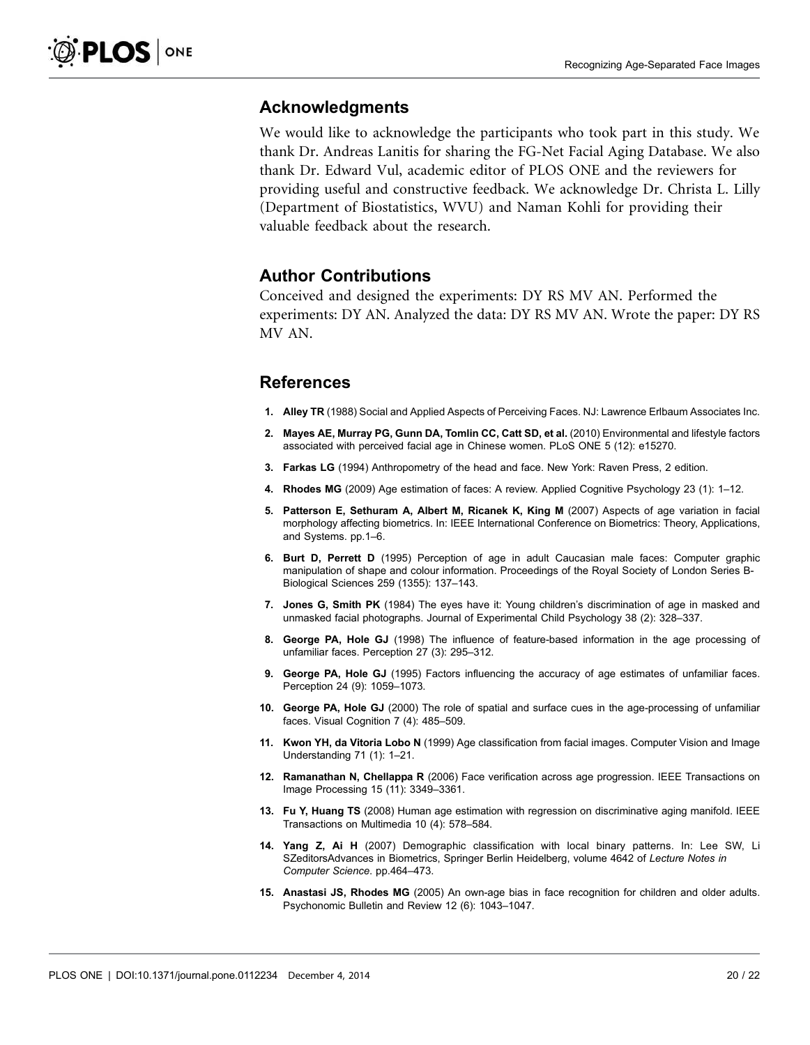## Acknowledgments

We would like to acknowledge the participants who took part in this study. We thank Dr. Andreas Lanitis for sharing the FG-Net Facial Aging Database. We also thank Dr. Edward Vul, academic editor of PLOS ONE and the reviewers for providing useful and constructive feedback. We acknowledge Dr. Christa L. Lilly (Department of Biostatistics, WVU) and Naman Kohli for providing their valuable feedback about the research.

## Author Contributions

Conceived and designed the experiments: DY RS MV AN. Performed the experiments: DY AN. Analyzed the data: DY RS MV AN. Wrote the paper: DY RS MV AN.

## References

1. **Alley TR** (1988) Social and Applied Aspects of Perceiving Faces. NJ: Lawrence Erlbaum Associates Inc.
2. **Mayes AE, Murray PG, Gunn DA, Tomlin CC, Catt SD, et al.** (2010) Environmental and lifestyle factors associated with perceived facial age in Chinese women. PLoS ONE 5 (12): e15270.
3. **Farkas LG** (1994) Anthropometry of the head and face. New York: Raven Press, 2 edition.
4. **Rhodes MG** (2009) Age estimation of faces: A review. Applied Cognitive Psychology 23 (1): 1–12.
5. **Patterson E, Sethuram A, Albert M, Ricanek K, King M** (2007) Aspects of age variation in facial morphology affecting biometrics. In: IEEE International Conference on Biometrics: Theory, Applications, and Systems. pp.1–6.
6. **Burt D, Perrett D** (1995) Perception of age in adult Caucasian male faces: Computer graphic manipulation of shape and colour information. Proceedings of the Royal Society of London Series B-Biological Sciences 259 (1355): 137–143.
7. **Jones G, Smith PK** (1984) The eyes have it: Young children's discrimination of age in masked and unmasked facial photographs. Journal of Experimental Child Psychology 38 (2): 328–337.
8. **George PA, Hole GJ** (1998) The influence of feature-based information in the age processing of unfamiliar faces. Perception 27 (3): 295–312.
9. **George PA, Hole GJ** (1995) Factors influencing the accuracy of age estimates of unfamiliar faces. Perception 24 (9): 1059–1073.
10. **George PA, Hole GJ** (2000) The role of spatial and surface cues in the age-processing of unfamiliar faces. Visual Cognition 7 (4): 485–509.
11. **Kwon YH, da Vitoria Lobo N** (1999) Age classification from facial images. Computer Vision and Image Understanding 71 (1): 1–21.
12. **Ramanathan N, Chellappa R** (2006) Face verification across age progression. IEEE Transactions on Image Processing 15 (11): 3349–3361.
13. **Fu Y, Huang TS** (2008) Human age estimation with regression on discriminative aging manifold. IEEE Transactions on Multimedia 10 (4): 578–584.
14. **Yang Z, Ai H** (2007) Demographic classification with local binary patterns. In: Lee SW, Li SZeditorsAdvances in Biometrics, Springer Berlin Heidelberg, volume 4642 of *Lecture Notes in Computer Science*. pp.464–473.
15. **Anastasi JS, Rhodes MG** (2005) An own-age bias in face recognition for children and older adults. Psychonomic Bulletin and Review 12 (6): 1043–1047.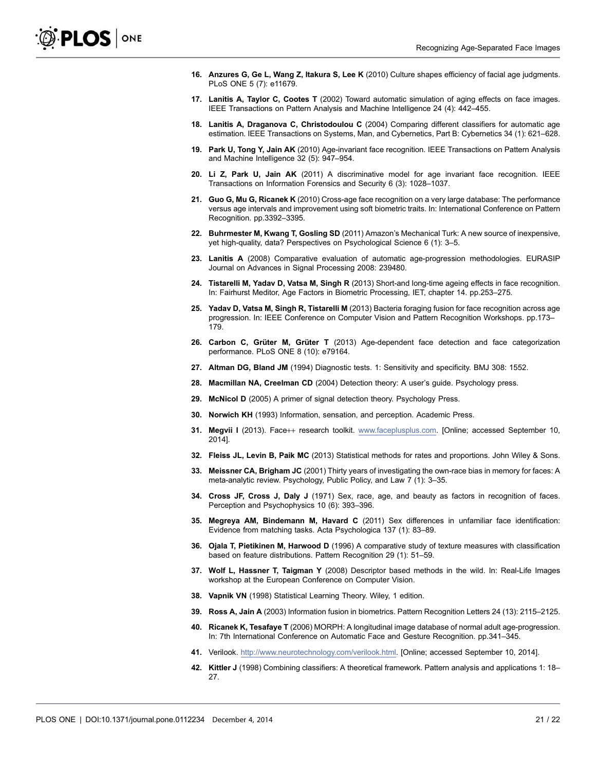16. **Anzures G, Ge L, Wang Z, Itakura S, Lee K** (2010) Culture shapes efficiency of facial age judgments. PLoS ONE 5 (7): e11679.

17. **Lanitis A, Taylor C, Cootes T** (2002) Toward automatic simulation of aging effects on face images. IEEE Transactions on Pattern Analysis and Machine Intelligence 24 (4): 442–455.

18. **Lanitis A, Draganova C, Christodoulou C** (2004) Comparing different classifiers for automatic age estimation. IEEE Transactions on Systems, Man, and Cybernetics, Part B: Cybernetics 34 (1): 621–628.

19. **Park U, Tong Y, Jain AK** (2010) Age-invariant face recognition. IEEE Transactions on Pattern Analysis and Machine Intelligence 32 (5): 947–954.

20. **Li Z, Park U, Jain AK** (2011) A discriminative model for age invariant face recognition. IEEE Transactions on Information Forensics and Security 6 (3): 1028–1037.

21. **Guo G, Mu G, Ricanek K** (2010) Cross-age face recognition on a very large database: The performance versus age intervals and improvement using soft biometric traits. In: International Conference on Pattern Recognition. pp.3392–3395.

22. **Buhrmester M, Kwang T, Gosling SD** (2011) Amazon's Mechanical Turk: A new source of inexpensive, yet high-quality, data? Perspectives on Psychological Science 6 (1): 3–5.

23. **Lanitis A** (2008) Comparative evaluation of automatic age-progression methodologies. EURASIP Journal on Advances in Signal Processing 2008: 239480.

24. **Tistarelli M, Yadav D, Vatsa M, Singh R** (2013) Short-and long-time ageing effects in face recognition. In: Fairhurst Meditor, Age Factors in Biometric Processing, IET, chapter 14. pp.253–275.

25. **Yadav D, Vatsa M, Singh R, Tistarelli M** (2013) Bacteria foraging fusion for face recognition across age progression. In: IEEE Conference on Computer Vision and Pattern Recognition Workshops. pp.173–179.

26. **Carbon C, Grüter M, Grüter T** (2013) Age-dependent face detection and face categorization performance. PLoS ONE 8 (10): e79164.

27. **Altman DG, Bland JM** (1994) Diagnostic tests. 1: Sensitivity and specificity. BMJ 308: 1552.

28. **Macmillan NA, Creelman CD** (2004) Detection theory: A user's guide. Psychology press.

29. **McNicol D** (2005) A primer of signal detection theory. Psychology Press.

30. **Norwich KH** (1993) Information, sensation, and perception. Academic Press.

31. **Megvii I** (2013). Face++ research toolkit. www.faceplusplus.com. [Online; accessed September 10, 2014].

32. **Fleiss JL, Levin B, Paik MC** (2013) Statistical methods for rates and proportions. John Wiley & Sons.

33. **Meissner CA, Brigham JC** (2001) Thirty years of investigating the own-race bias in memory for faces: A meta-analytic review. Psychology, Public Policy, and Law 7 (1): 3–35.

34. **Cross JF, Cross J, Daly J** (1971) Sex, race, age, and beauty as factors in recognition of faces. Perception and Psychophysics 10 (6): 393–396.

35. **Megreya AM, Bindemann M, Havard C** (2011) Sex differences in unfamiliar face identification: Evidence from matching tasks. Acta Psychologica 137 (1): 83–89.

36. **Ojala T, Pietikinen M, Harwood D** (1996) A comparative study of texture measures with classification based on feature distributions. Pattern Recognition 29 (1): 51–59.

37. **Wolf L, Hassner T, Taigman Y** (2008) Descriptor based methods in the wild. In: Real-Life Images workshop at the European Conference on Computer Vision.

38. **Vapnik VN** (1998) Statistical Learning Theory. Wiley, 1 edition.

39. **Ross A, Jain A** (2003) Information fusion in biometrics. Pattern Recognition Letters 24 (13): 2115–2125.

40. **Ricanek K, Tesafaye T** (2006) MORPH: A longitudinal image database of normal adult age-progression. In: 7th International Conference on Automatic Face and Gesture Recognition. pp.341–345.

41. Verilook. http://www.neurotechnology.com/verilook.html. [Online; accessed September 10, 2014].

42. **Kittler J** (1998) Combining classifiers: A theoretical framework. Pattern analysis and applications 1: 18–27.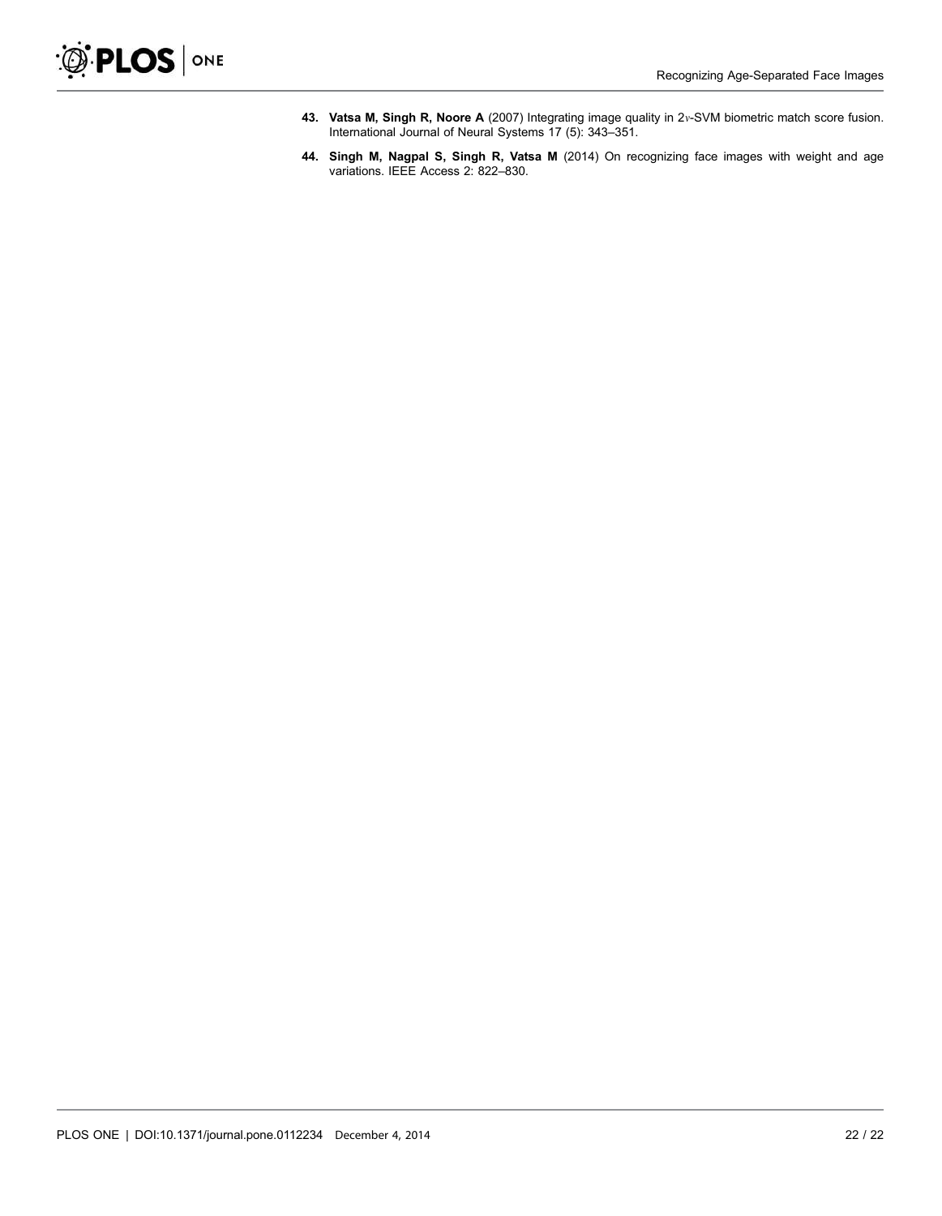43. **Vatsa M, Singh R, Noore A** (2007) Integrating image quality in 2ν-SVM biometric match score fusion. International Journal of Neural Systems 17 (5): 343–351.

44. **Singh M, Nagpal S, Singh R, Vatsa M** (2014) On recognizing face images with weight and age variations. IEEE Access 2: 822–830.